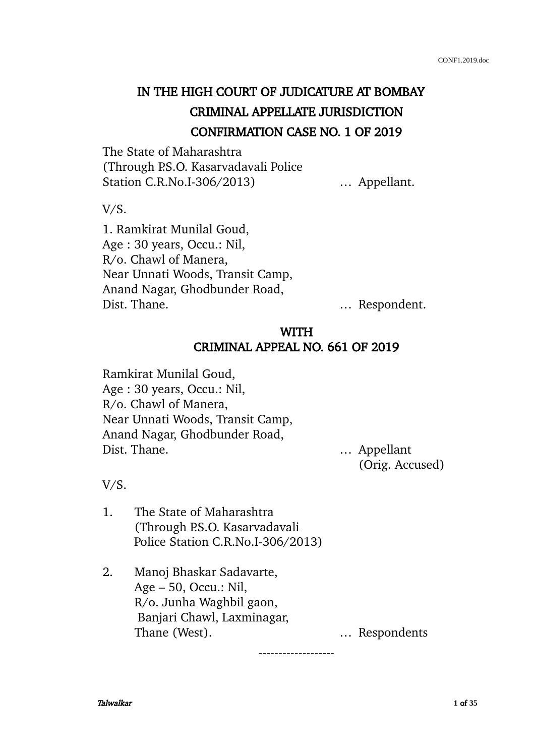# IN THE HIGH COURT OF JUDICATURE AT BOMBAY

## CRIMINAL APPELLATE JURISDICTION

## CONFIRMATION CASE NO. 1 OF 2019

The State of Maharashtra
(Through P.S.O. Kasarvadavali Police
Station C.R.No.I-306/2013) … Appellant.

V/S.

1. Ramkirat Munilal Goud,
Age : 30 years, Occu.: Nil,
R/o. Chawl of Manera,
Near Unnati Woods, Transit Camp,
Anand Nagar, Ghodbunder Road,
Dist. Thane. … Respondent.

## WITH

## CRIMINAL APPEAL NO. 661 OF 2019

Ramkirat Munilal Goud,
Age : 30 years, Occu.: Nil,
R/o. Chawl of Manera,
Near Unnati Woods, Transit Camp,
Anand Nagar, Ghodbunder Road,
Dist. Thane. … Appellant
(Orig. Accused)

V/S.

1. The State of Maharashtra
(Through P.S.O. Kasarvadavali
Police Station C.R.No.I-306/2013)

2. Manoj Bhaskar Sadavarte,
Age – 50, Occu.: Nil,
R/o. Junha Waghbil gaon,
Banjari Chawl, Laxminagar,
Thane (West). … Respondents

-------------------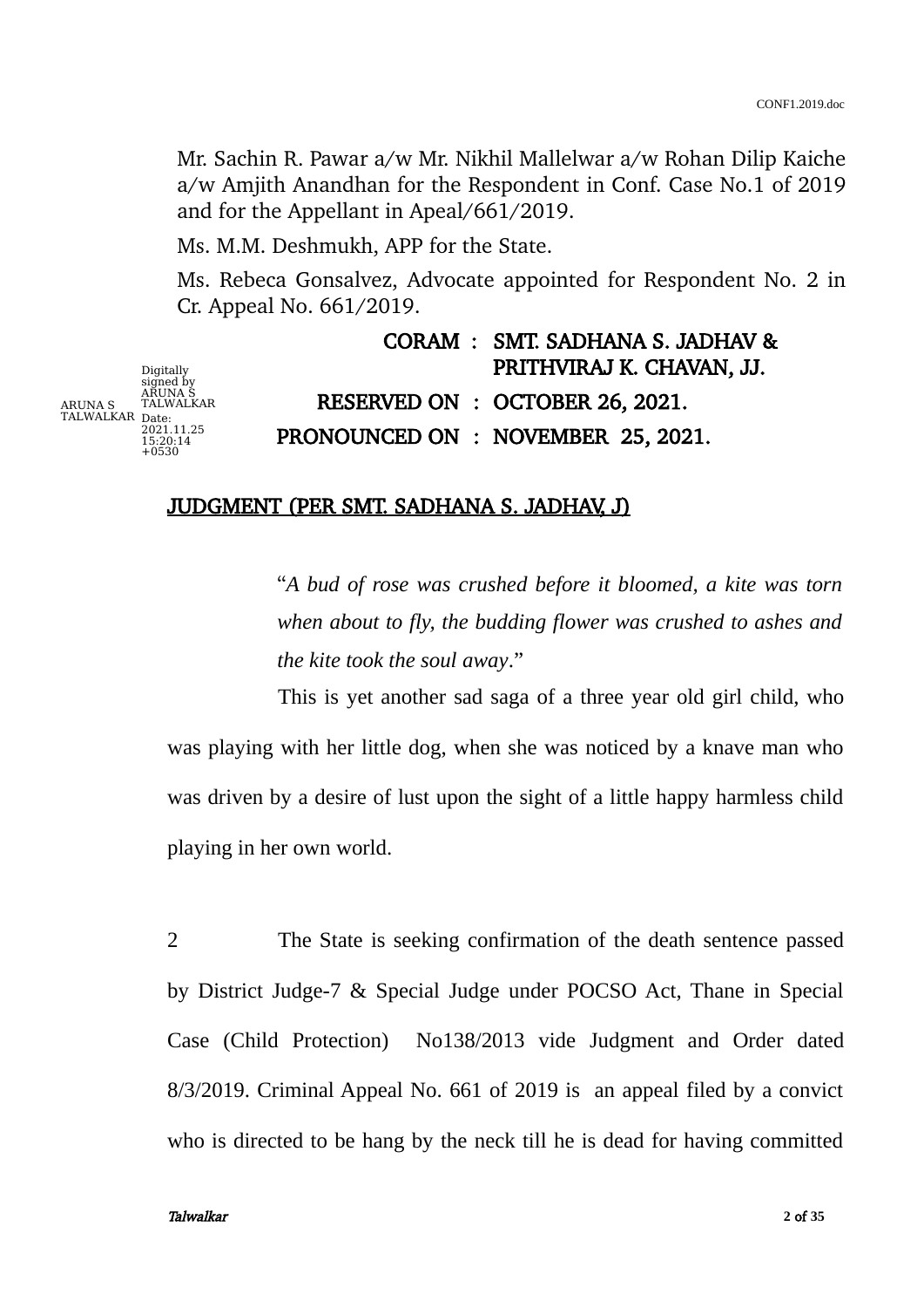Mr. Sachin R. Pawar a/w Mr. Nikhil Mallelwar a/w Rohan Dilip Kaiche a/w Amjith Anandhan for the Respondent in Conf. Case No.1 of 2019 and for the Appellant in Apeal/661/2019.

Ms. M.M. Deshmukh, APP for the State.

Ms. Rebeca Gonsalvez, Advocate appointed for Respondent No. 2 in Cr. Appeal No. 661/2019.

| | | |
|---|---|---|
| **CORAM** | **:** | **SMT. SADHANA S. JADHAV & PRITHVIRAJ K. CHAVAN, JJ.** |
| **RESERVED ON** | **:** | **OCTOBER 26, 2021.** |
| **PRONOUNCED ON** | **:** | **NOVEMBER 25, 2021.** |

Digitally signed by ARUNA S TALWALKAR Date: 2021.11.25 15:20:14 +0530

## JUDGMENT (PER SMT. SADHANA S. JADHAV, J)

"*A bud of rose was crushed before it bloomed, a kite was torn when about to fly, the budding flower was crushed to ashes and the kite took the soul away*."

This is yet another sad saga of a three year old girl child, who was playing with her little dog, when she was noticed by a knave man who was driven by a desire of lust upon the sight of a little happy harmless child playing in her own world.

2 The State is seeking confirmation of the death sentence passed by District Judge-7 & Special Judge under POCSO Act, Thane in Special Case (Child Protection) No138/2013 vide Judgment and Order dated 8/3/2019. Criminal Appeal No. 661 of 2019 is an appeal filed by a convict who is directed to be hang by the neck till he is dead for having committed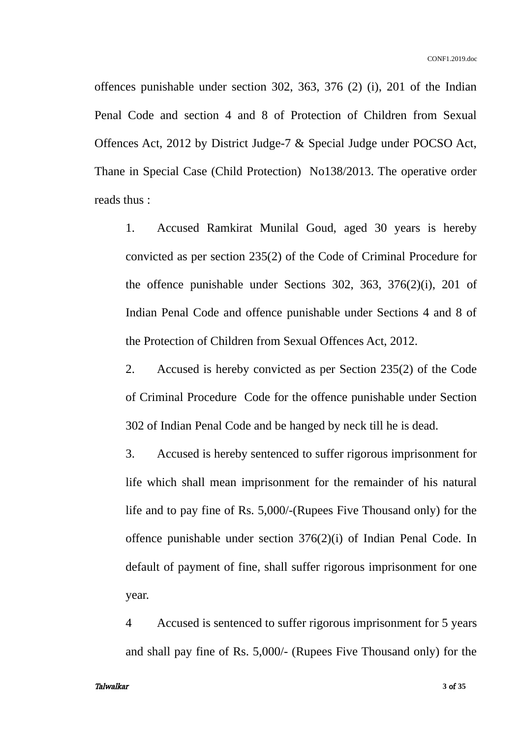offences punishable under section 302, 363, 376 (2) (i), 201 of the Indian Penal Code and section 4 and 8 of Protection of Children from Sexual Offences Act, 2012 by District Judge-7 & Special Judge under POCSO Act, Thane in Special Case (Child Protection) No138/2013. The operative order reads thus :

> 1. Accused Ramkirat Munilal Goud, aged 30 years is hereby convicted as per section 235(2) of the Code of Criminal Procedure for the offence punishable under Sections 302, 363, 376(2)(i), 201 of Indian Penal Code and offence punishable under Sections 4 and 8 of the Protection of Children from Sexual Offences Act, 2012.
>
> 2. Accused is hereby convicted as per Section 235(2) of the Code of Criminal Procedure Code for the offence punishable under Section 302 of Indian Penal Code and be hanged by neck till he is dead.
>
> 3. Accused is hereby sentenced to suffer rigorous imprisonment for life which shall mean imprisonment for the remainder of his natural life and to pay fine of Rs. 5,000/-(Rupees Five Thousand only) for the offence punishable under section 376(2)(i) of Indian Penal Code. In default of payment of fine, shall suffer rigorous imprisonment for one year.
>
> 4 Accused is sentenced to suffer rigorous imprisonment for 5 years and shall pay fine of Rs. 5,000/- (Rupees Five Thousand only) for the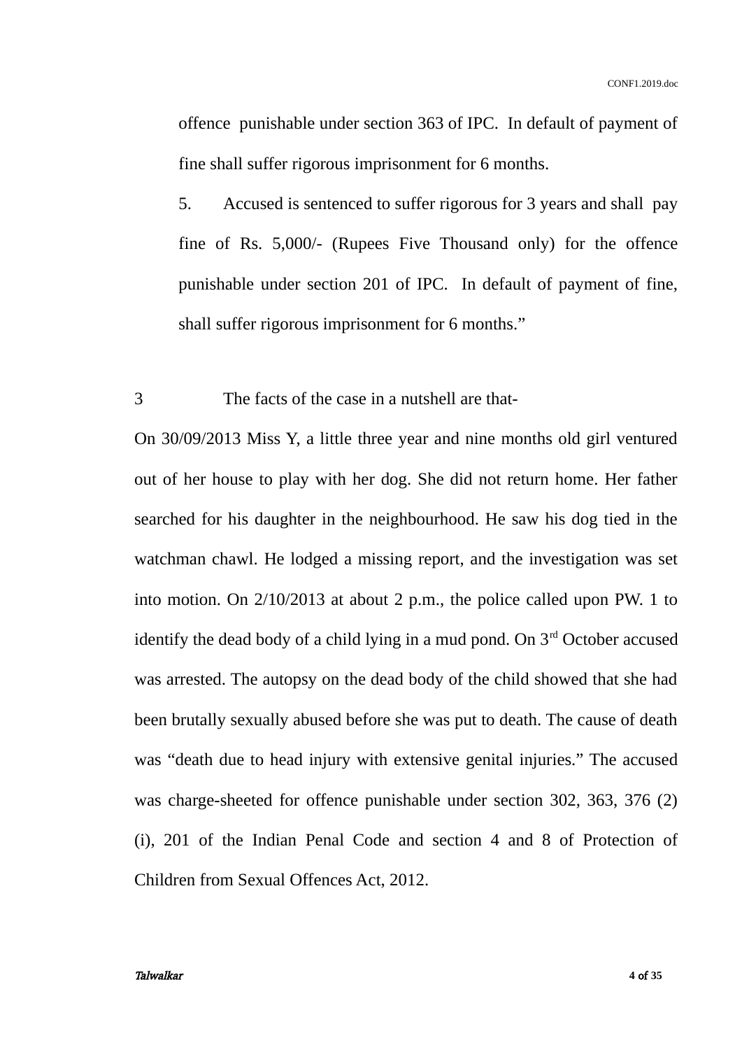offence punishable under section 363 of IPC. In default of payment of fine shall suffer rigorous imprisonment for 6 months.

5. Accused is sentenced to suffer rigorous for 3 years and shall pay fine of Rs. 5,000/- (Rupees Five Thousand only) for the offence punishable under section 201 of IPC. In default of payment of fine, shall suffer rigorous imprisonment for 6 months."

3 The facts of the case in a nutshell are that-

On 30/09/2013 Miss Y, a little three year and nine months old girl ventured out of her house to play with her dog. She did not return home. Her father searched for his daughter in the neighbourhood. He saw his dog tied in the watchman chawl. He lodged a missing report, and the investigation was set into motion. On 2/10/2013 at about 2 p.m., the police called upon PW. 1 to identify the dead body of a child lying in a mud pond. On 3rd October accused was arrested. The autopsy on the dead body of the child showed that she had been brutally sexually abused before she was put to death. The cause of death was "death due to head injury with extensive genital injuries." The accused was charge-sheeted for offence punishable under section 302, 363, 376 (2) (i), 201 of the Indian Penal Code and section 4 and 8 of Protection of Children from Sexual Offences Act, 2012.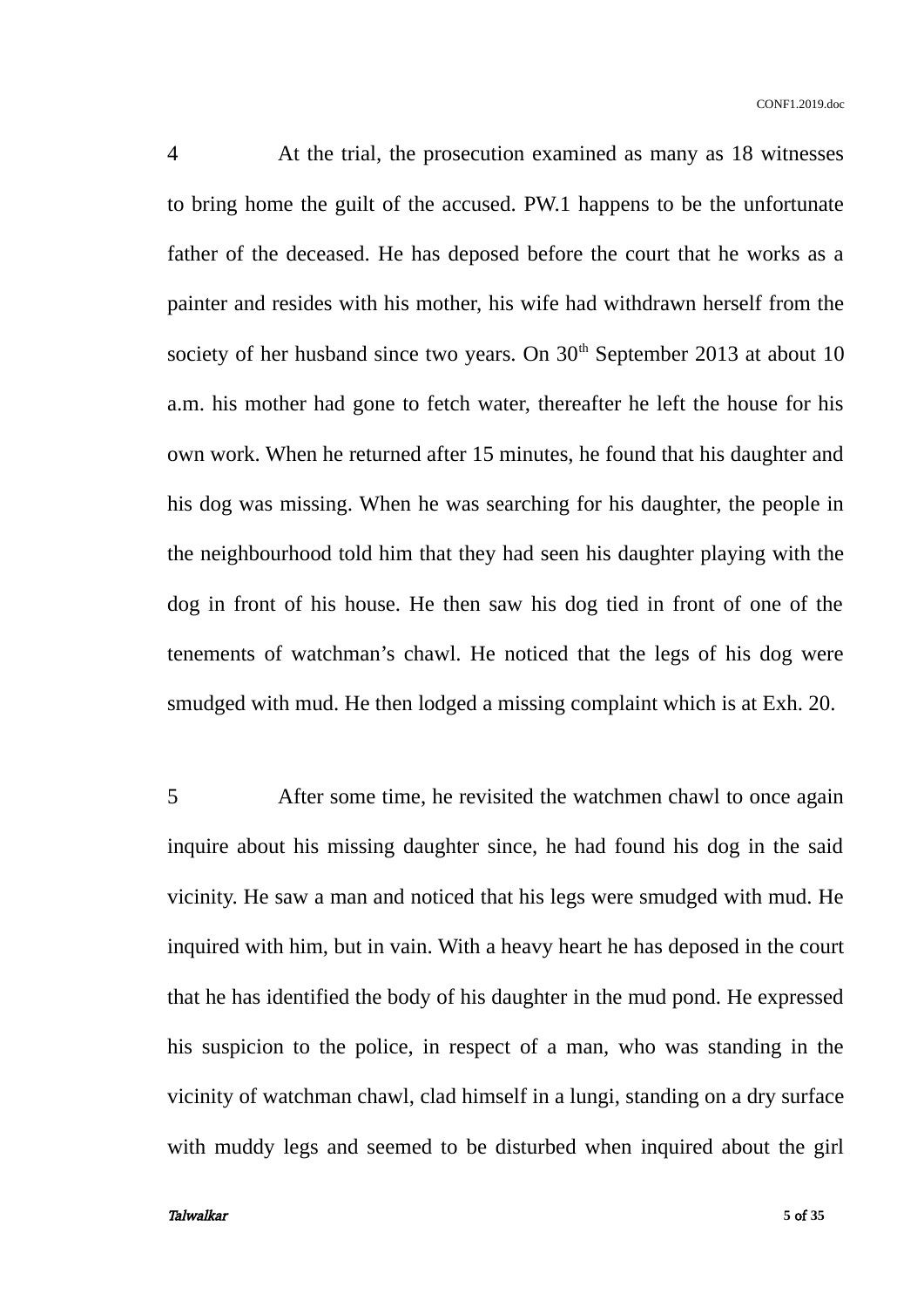4 At the trial, the prosecution examined as many as 18 witnesses to bring home the guilt of the accused. PW.1 happens to be the unfortunate father of the deceased. He has deposed before the court that he works as a painter and resides with his mother, his wife had withdrawn herself from the society of her husband since two years. On 30th September 2013 at about 10 a.m. his mother had gone to fetch water, thereafter he left the house for his own work. When he returned after 15 minutes, he found that his daughter and his dog was missing. When he was searching for his daughter, the people in the neighbourhood told him that they had seen his daughter playing with the dog in front of his house. He then saw his dog tied in front of one of the tenements of watchman's chawl. He noticed that the legs of his dog were smudged with mud. He then lodged a missing complaint which is at Exh. 20.

5 After some time, he revisited the watchmen chawl to once again inquire about his missing daughter since, he had found his dog in the said vicinity. He saw a man and noticed that his legs were smudged with mud. He inquired with him, but in vain. With a heavy heart he has deposed in the court that he has identified the body of his daughter in the mud pond. He expressed his suspicion to the police, in respect of a man, who was standing in the vicinity of watchman chawl, clad himself in a lungi, standing on a dry surface with muddy legs and seemed to be disturbed when inquired about the girl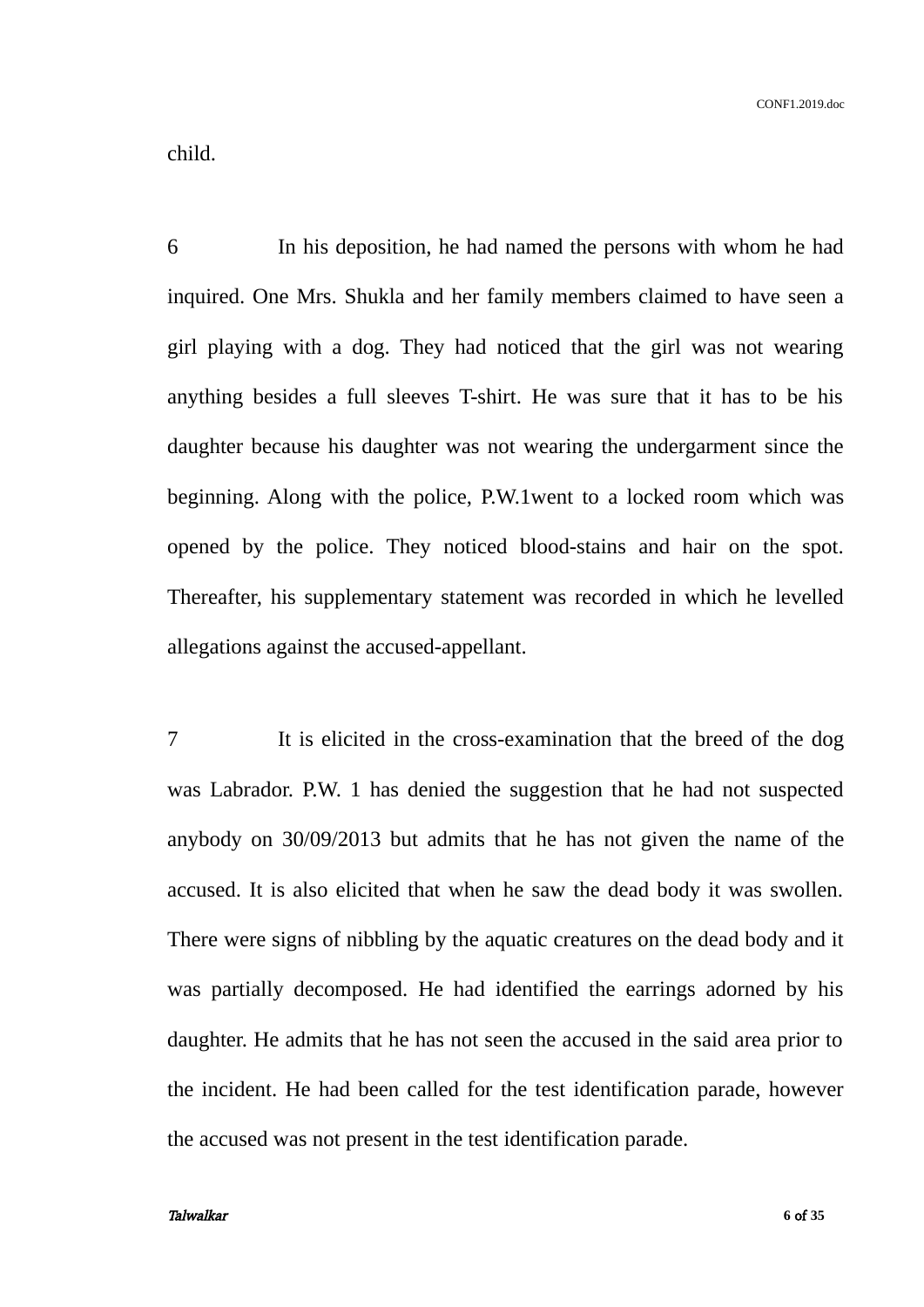child.

6 In his deposition, he had named the persons with whom he had inquired. One Mrs. Shukla and her family members claimed to have seen a girl playing with a dog. They had noticed that the girl was not wearing anything besides a full sleeves T-shirt. He was sure that it has to be his daughter because his daughter was not wearing the undergarment since the beginning. Along with the police, P.W.1went to a locked room which was opened by the police. They noticed blood-stains and hair on the spot. Thereafter, his supplementary statement was recorded in which he levelled allegations against the accused-appellant.

7 It is elicited in the cross-examination that the breed of the dog was Labrador. P.W. 1 has denied the suggestion that he had not suspected anybody on 30/09/2013 but admits that he has not given the name of the accused. It is also elicited that when he saw the dead body it was swollen. There were signs of nibbling by the aquatic creatures on the dead body and it was partially decomposed. He had identified the earrings adorned by his daughter. He admits that he has not seen the accused in the said area prior to the incident. He had been called for the test identification parade, however the accused was not present in the test identification parade.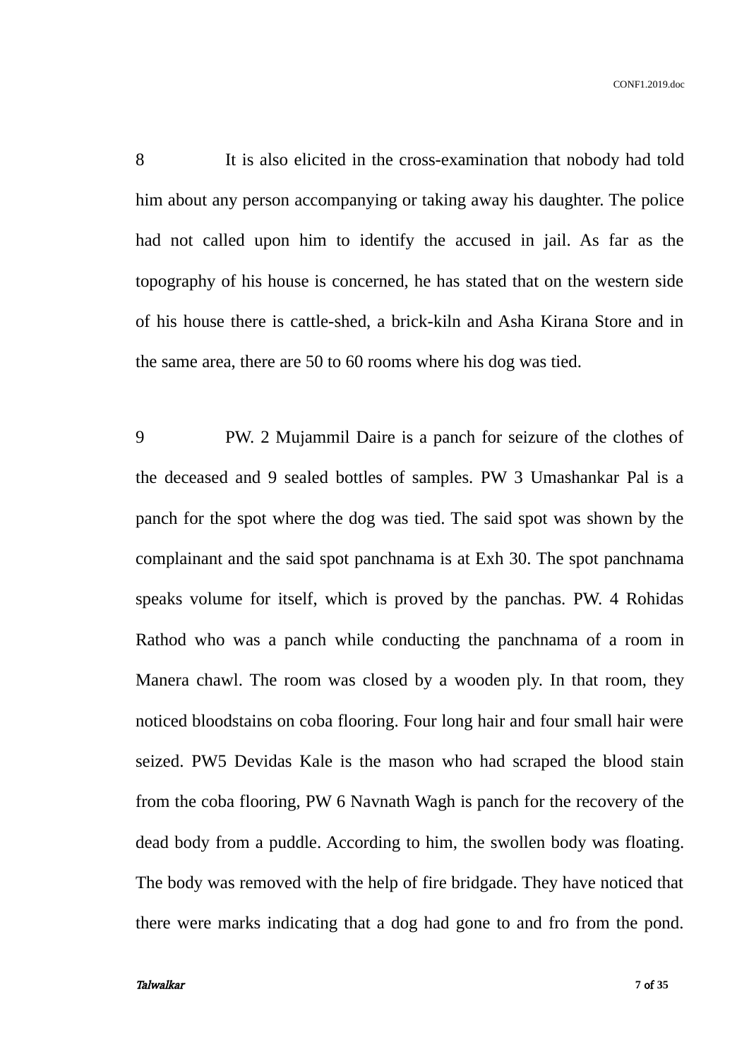8 It is also elicited in the cross-examination that nobody had told him about any person accompanying or taking away his daughter. The police had not called upon him to identify the accused in jail. As far as the topography of his house is concerned, he has stated that on the western side of his house there is cattle-shed, a brick-kiln and Asha Kirana Store and in the same area, there are 50 to 60 rooms where his dog was tied.

9 PW. 2 Mujammil Daire is a panch for seizure of the clothes of the deceased and 9 sealed bottles of samples. PW 3 Umashankar Pal is a panch for the spot where the dog was tied. The said spot was shown by the complainant and the said spot panchnama is at Exh 30. The spot panchnama speaks volume for itself, which is proved by the panchas. PW. 4 Rohidas Rathod who was a panch while conducting the panchnama of a room in Manera chawl. The room was closed by a wooden ply. In that room, they noticed bloodstains on coba flooring. Four long hair and four small hair were seized. PW5 Devidas Kale is the mason who had scraped the blood stain from the coba flooring, PW 6 Navnath Wagh is panch for the recovery of the dead body from a puddle. According to him, the swollen body was floating. The body was removed with the help of fire bridgade. They have noticed that there were marks indicating that a dog had gone to and fro from the pond.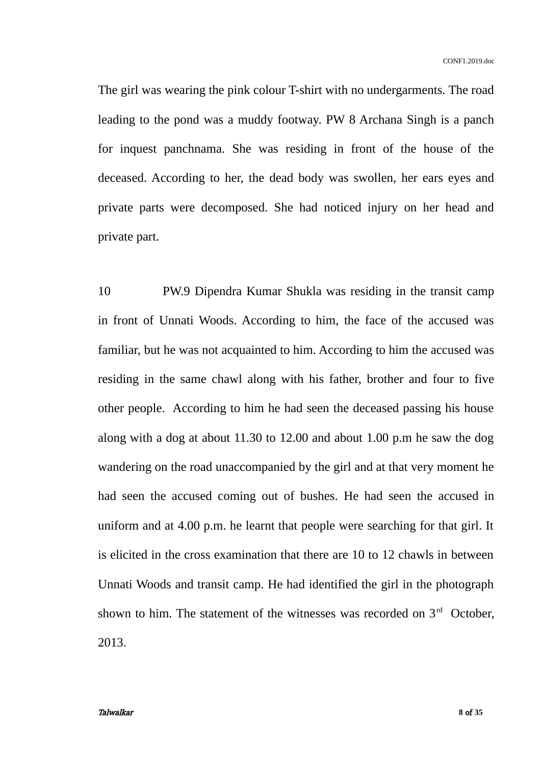The girl was wearing the pink colour T-shirt with no undergarments. The road leading to the pond was a muddy footway. PW 8 Archana Singh is a panch for inquest panchnama. She was residing in front of the house of the deceased. According to her, the dead body was swollen, her ears eyes and private parts were decomposed. She had noticed injury on her head and private part.

10 PW.9 Dipendra Kumar Shukla was residing in the transit camp in front of Unnati Woods. According to him, the face of the accused was familiar, but he was not acquainted to him. According to him the accused was residing in the same chawl along with his father, brother and four to five other people. According to him he had seen the deceased passing his house along with a dog at about 11.30 to 12.00 and about 1.00 p.m he saw the dog wandering on the road unaccompanied by the girl and at that very moment he had seen the accused coming out of bushes. He had seen the accused in uniform and at 4.00 p.m. he learnt that people were searching for that girl. It is elicited in the cross examination that there are 10 to 12 chawls in between Unnati Woods and transit camp. He had identified the girl in the photograph shown to him. The statement of the witnesses was recorded on 3rd October, 2013.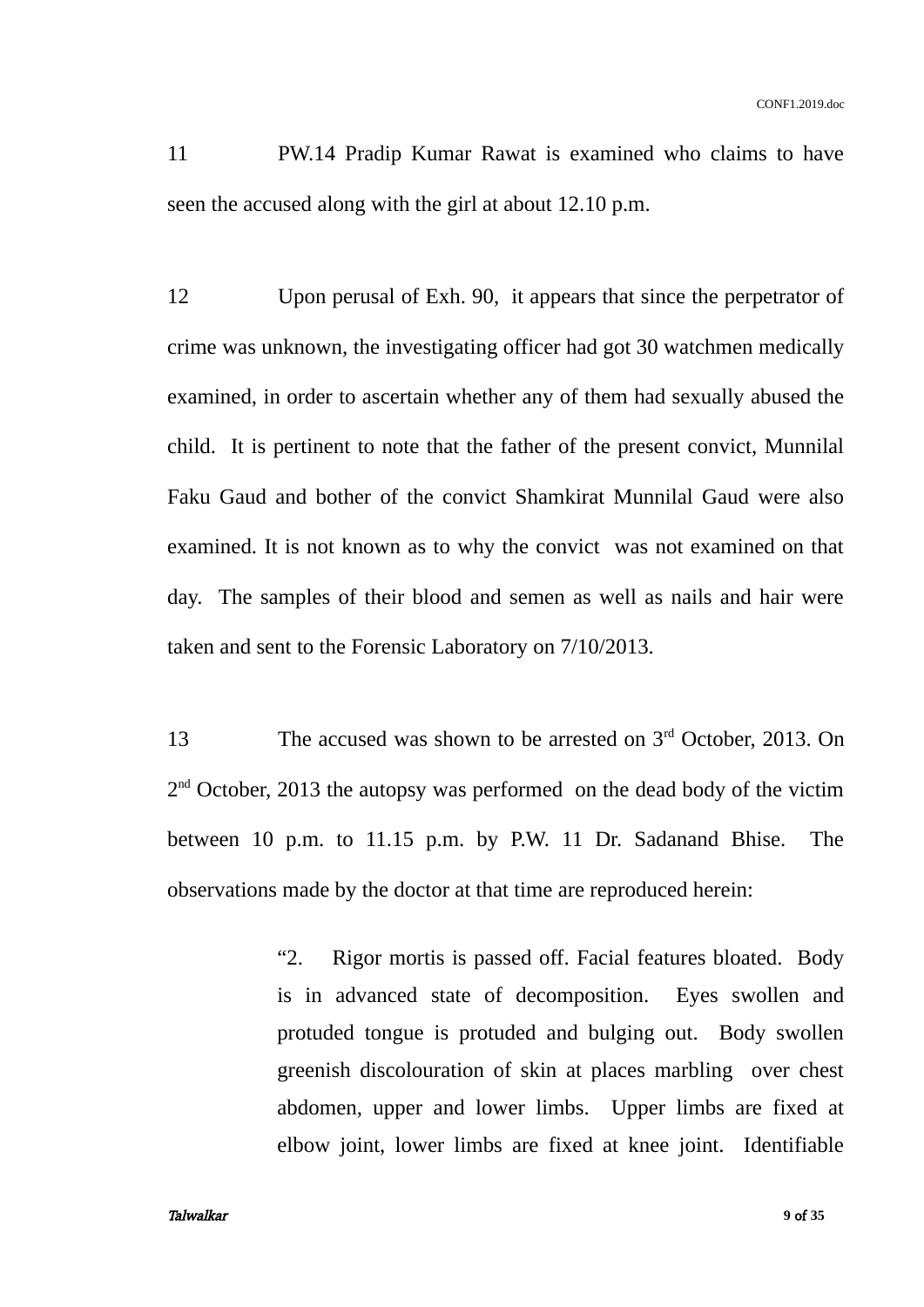11 PW.14 Pradip Kumar Rawat is examined who claims to have seen the accused along with the girl at about 12.10 p.m.

12 Upon perusal of Exh. 90, it appears that since the perpetrator of crime was unknown, the investigating officer had got 30 watchmen medically examined, in order to ascertain whether any of them had sexually abused the child. It is pertinent to note that the father of the present convict, Munnilal Faku Gaud and bother of the convict Shamkirat Munnilal Gaud were also examined. It is not known as to why the convict was not examined on that day. The samples of their blood and semen as well as nails and hair were taken and sent to the Forensic Laboratory on 7/10/2013.

13 The accused was shown to be arrested on 3rd October, 2013. On 2nd October, 2013 the autopsy was performed on the dead body of the victim between 10 p.m. to 11.15 p.m. by P.W. 11 Dr. Sadanand Bhise. The observations made by the doctor at that time are reproduced herein:

> "2. Rigor mortis is passed off. Facial features bloated. Body is in advanced state of decomposition. Eyes swollen and protuded tongue is protuded and bulging out. Body swollen greenish discolouration of skin at places marbling over chest abdomen, upper and lower limbs. Upper limbs are fixed at elbow joint, lower limbs are fixed at knee joint. Identifiable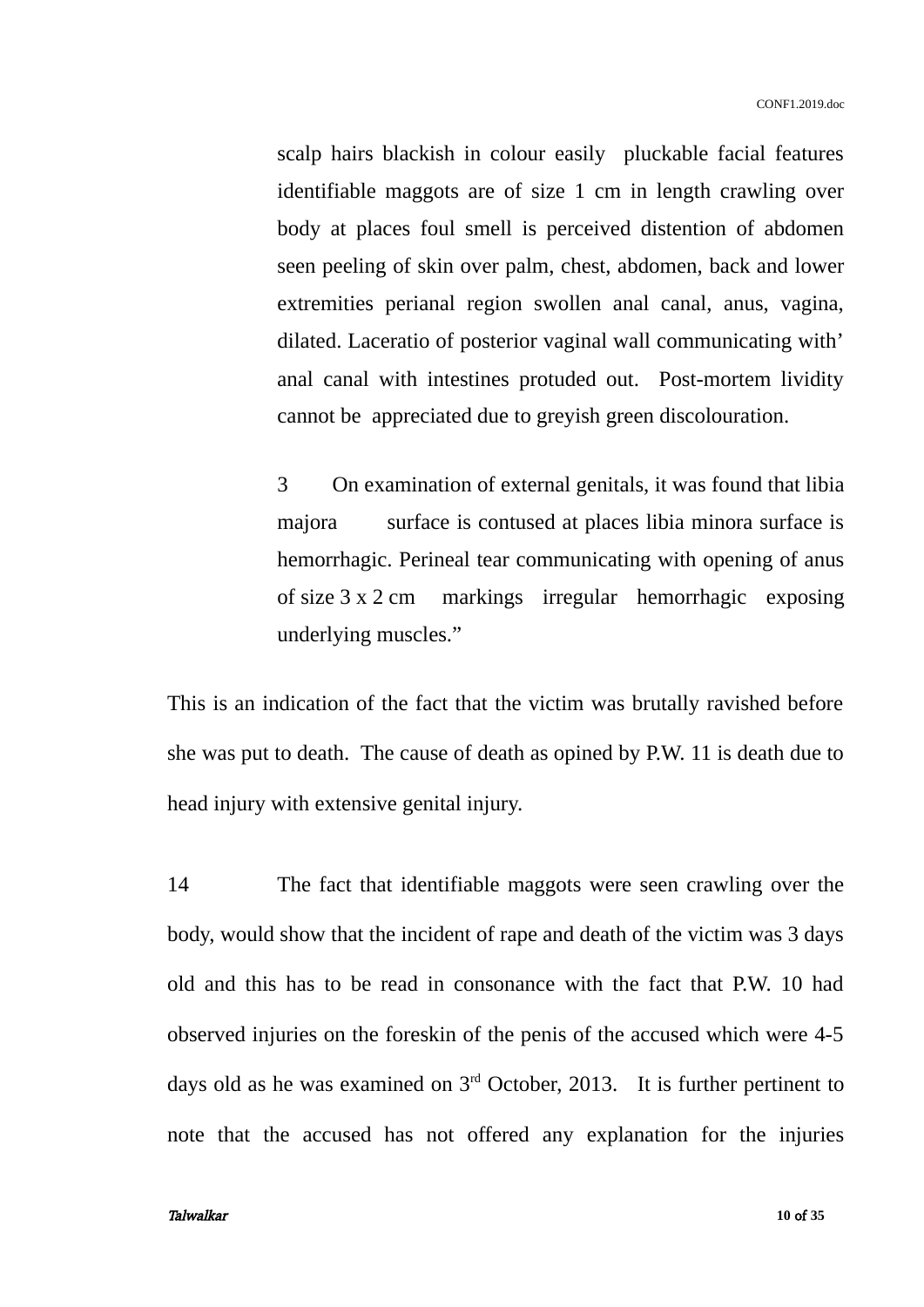scalp hairs blackish in colour easily pluckable facial features identifiable maggots are of size 1 cm in length crawling over body at places foul smell is perceived distention of abdomen seen peeling of skin over palm, chest, abdomen, back and lower extremities perianal region swollen anal canal, anus, vagina, dilated. Laceratio of posterior vaginal wall communicating with' anal canal with intestines protuded out. Post-mortem lividity cannot be appreciated due to greyish green discolouration.

> 3 On examination of external genitals, it was found that libia majora surface is contused at places libia minora surface is hemorrhagic. Perineal tear communicating with opening of anus of size 3 x 2 cm markings irregular hemorrhagic exposing underlying muscles."

This is an indication of the fact that the victim was brutally ravished before she was put to death. The cause of death as opined by P.W. 11 is death due to head injury with extensive genital injury.

14 The fact that identifiable maggots were seen crawling over the body, would show that the incident of rape and death of the victim was 3 days old and this has to be read in consonance with the fact that P.W. 10 had observed injuries on the foreskin of the penis of the accused which were 4-5 days old as he was examined on 3rd October, 2013. It is further pertinent to note that the accused has not offered any explanation for the injuries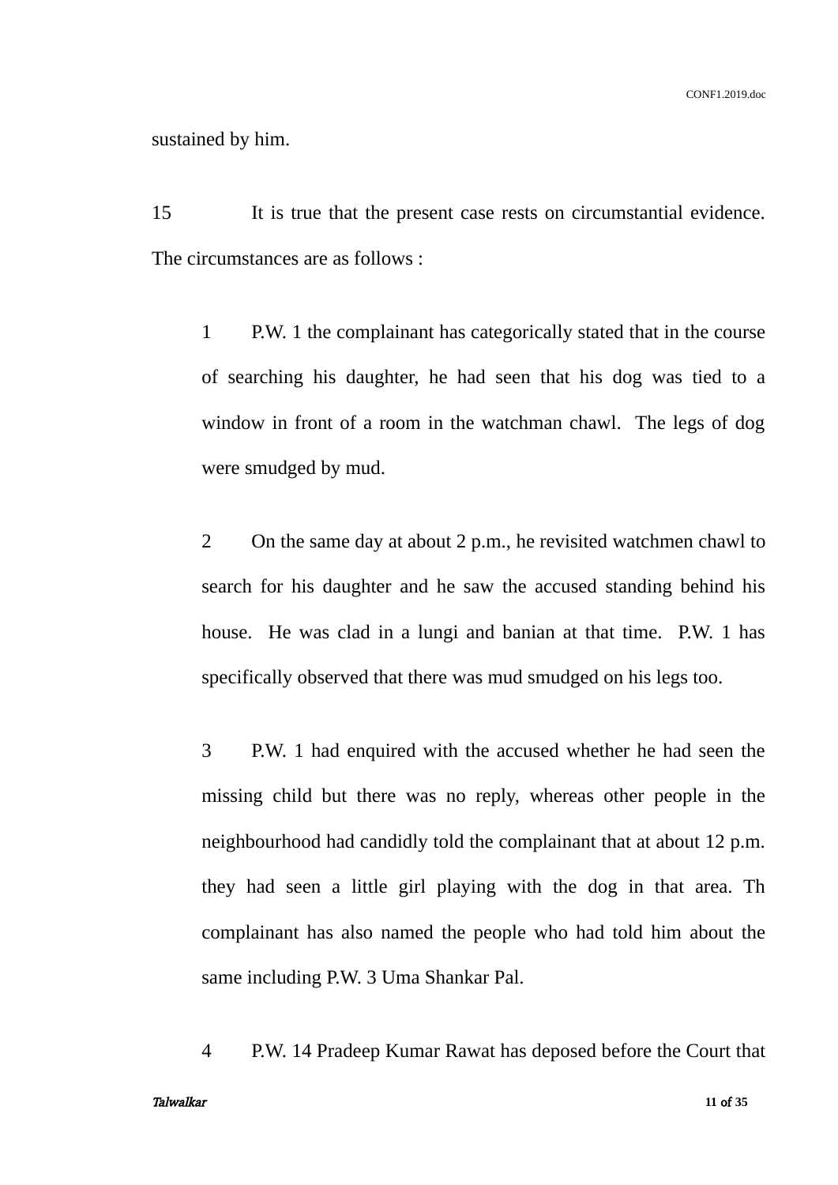sustained by him.

15 It is true that the present case rests on circumstantial evidence. The circumstances are as follows :

1 P.W. 1 the complainant has categorically stated that in the course of searching his daughter, he had seen that his dog was tied to a window in front of a room in the watchman chawl. The legs of dog were smudged by mud.

2 On the same day at about 2 p.m., he revisited watchmen chawl to search for his daughter and he saw the accused standing behind his house. He was clad in a lungi and banian at that time. P.W. 1 has specifically observed that there was mud smudged on his legs too.

3 P.W. 1 had enquired with the accused whether he had seen the missing child but there was no reply, whereas other people in the neighbourhood had candidly told the complainant that at about 12 p.m. they had seen a little girl playing with the dog in that area. Th complainant has also named the people who had told him about the same including P.W. 3 Uma Shankar Pal.

4 P.W. 14 Pradeep Kumar Rawat has deposed before the Court that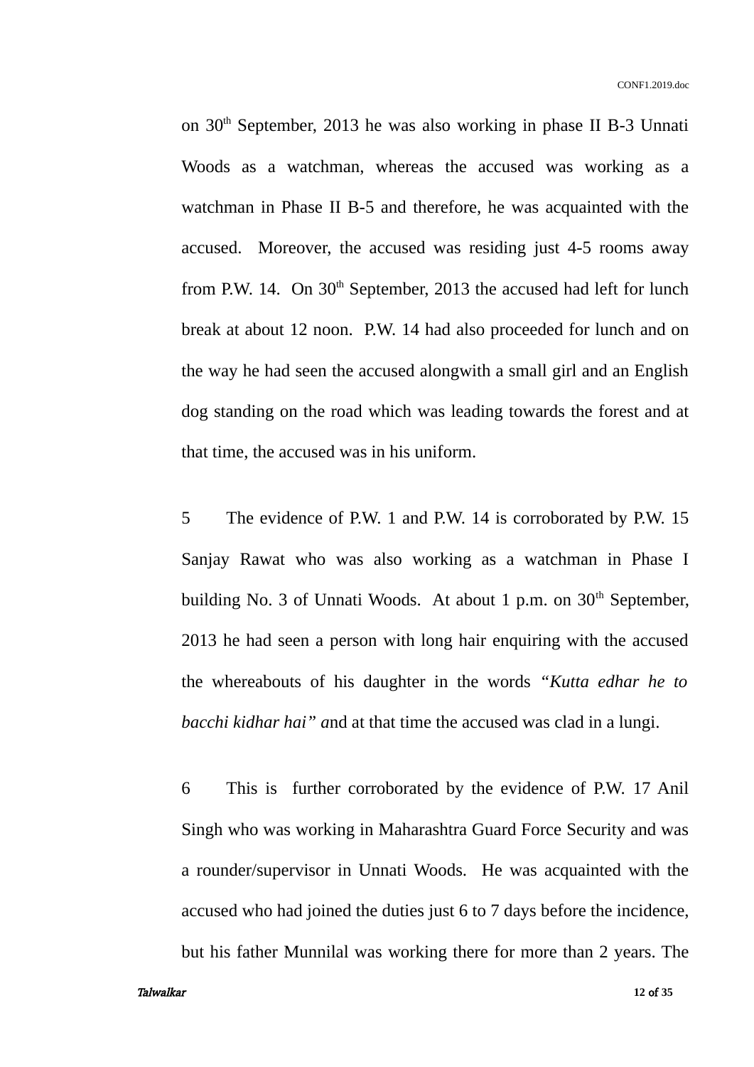on 30th September, 2013 he was also working in phase II B-3 Unnati Woods as a watchman, whereas the accused was working as a watchman in Phase II B-5 and therefore, he was acquainted with the accused. Moreover, the accused was residing just 4-5 rooms away from P.W. 14. On 30th September, 2013 the accused had left for lunch break at about 12 noon. P.W. 14 had also proceeded for lunch and on the way he had seen the accused alongwith a small girl and an English dog standing on the road which was leading towards the forest and at that time, the accused was in his uniform.

5 The evidence of P.W. 1 and P.W. 14 is corroborated by P.W. 15 Sanjay Rawat who was also working as a watchman in Phase I building No. 3 of Unnati Woods. At about 1 p.m. on 30th September, 2013 he had seen a person with long hair enquiring with the accused the whereabouts of his daughter in the words *"Kutta edhar he to bacchi kidhar hai"* and at that time the accused was clad in a lungi.

6 This is further corroborated by the evidence of P.W. 17 Anil Singh who was working in Maharashtra Guard Force Security and was a rounder/supervisor in Unnati Woods. He was acquainted with the accused who had joined the duties just 6 to 7 days before the incidence, but his father Munnilal was working there for more than 2 years. The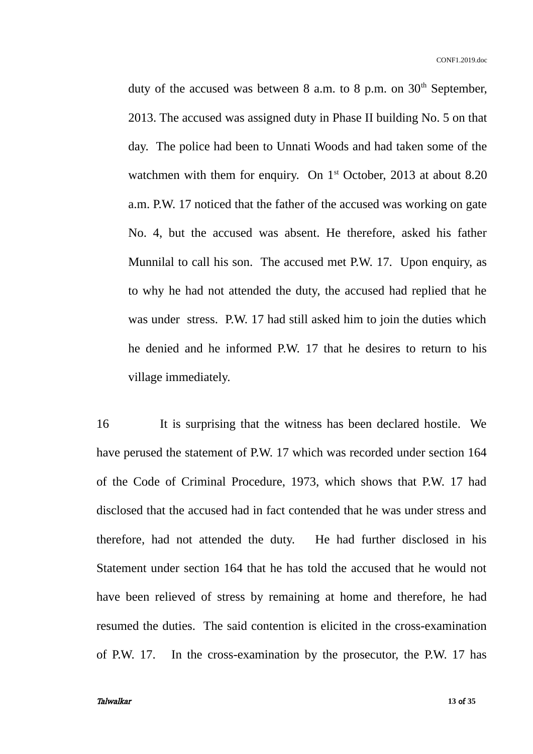duty of the accused was between 8 a.m. to 8 p.m. on 30th September, 2013. The accused was assigned duty in Phase II building No. 5 on that day. The police had been to Unnati Woods and had taken some of the watchmen with them for enquiry. On 1st October, 2013 at about 8.20 a.m. P.W. 17 noticed that the father of the accused was working on gate No. 4, but the accused was absent. He therefore, asked his father Munnilal to call his son. The accused met P.W. 17. Upon enquiry, as to why he had not attended the duty, the accused had replied that he was under stress. P.W. 17 had still asked him to join the duties which he denied and he informed P.W. 17 that he desires to return to his village immediately.

16 It is surprising that the witness has been declared hostile. We have perused the statement of P.W. 17 which was recorded under section 164 of the Code of Criminal Procedure, 1973, which shows that P.W. 17 had disclosed that the accused had in fact contended that he was under stress and therefore, had not attended the duty. He had further disclosed in his Statement under section 164 that he has told the accused that he would not have been relieved of stress by remaining at home and therefore, he had resumed the duties. The said contention is elicited in the cross-examination of P.W. 17. In the cross-examination by the prosecutor, the P.W. 17 has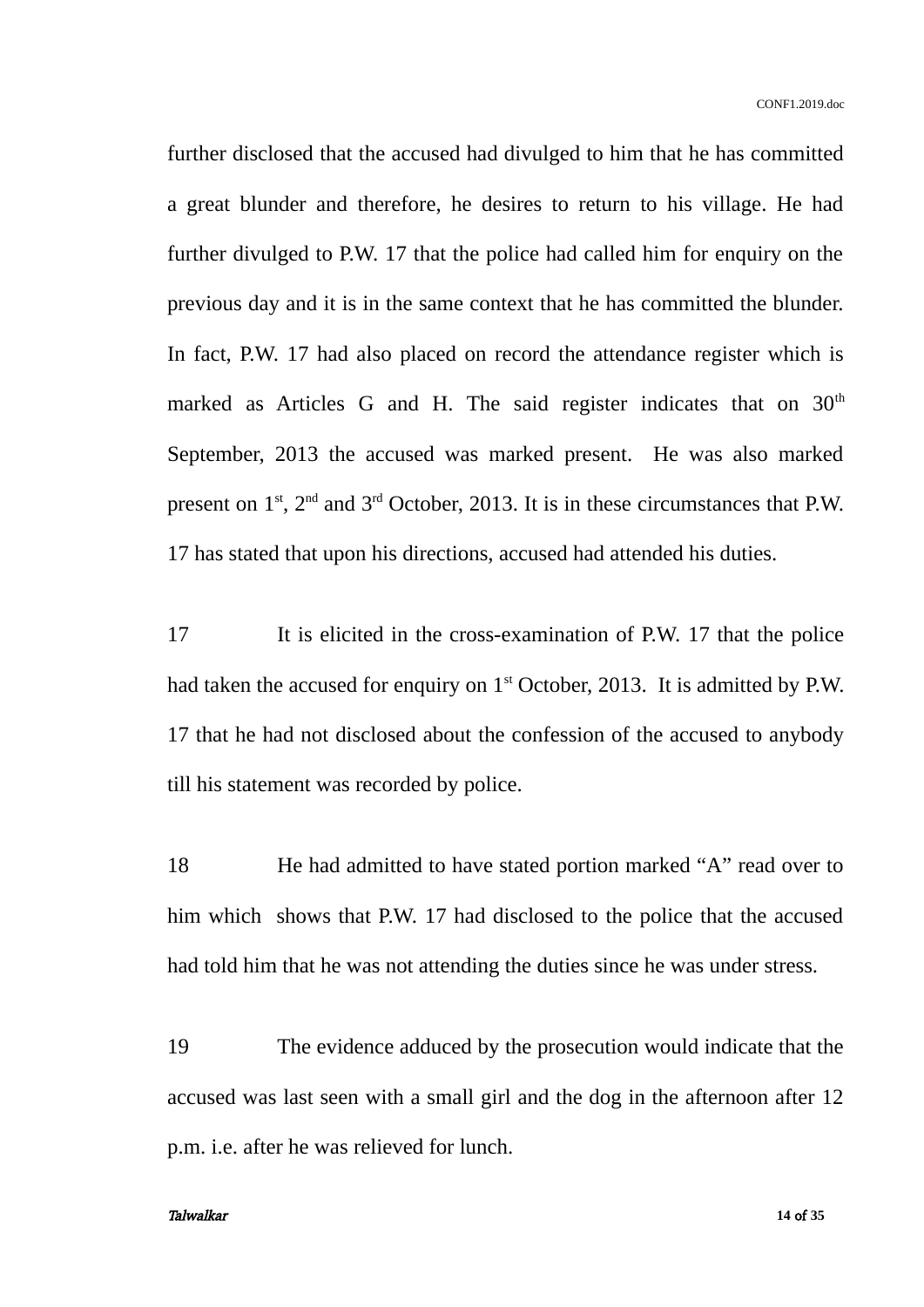further disclosed that the accused had divulged to him that he has committed a great blunder and therefore, he desires to return to his village. He had further divulged to P.W. 17 that the police had called him for enquiry on the previous day and it is in the same context that he has committed the blunder. In fact, P.W. 17 had also placed on record the attendance register which is marked as Articles G and H. The said register indicates that on 30th September, 2013 the accused was marked present. He was also marked present on 1st, 2nd and 3rd October, 2013. It is in these circumstances that P.W. 17 has stated that upon his directions, accused had attended his duties.

17 It is elicited in the cross-examination of P.W. 17 that the police had taken the accused for enquiry on 1st October, 2013. It is admitted by P.W. 17 that he had not disclosed about the confession of the accused to anybody till his statement was recorded by police.

18 He had admitted to have stated portion marked "A" read over to him which shows that P.W. 17 had disclosed to the police that the accused had told him that he was not attending the duties since he was under stress.

19 The evidence adduced by the prosecution would indicate that the accused was last seen with a small girl and the dog in the afternoon after 12 p.m. i.e. after he was relieved for lunch.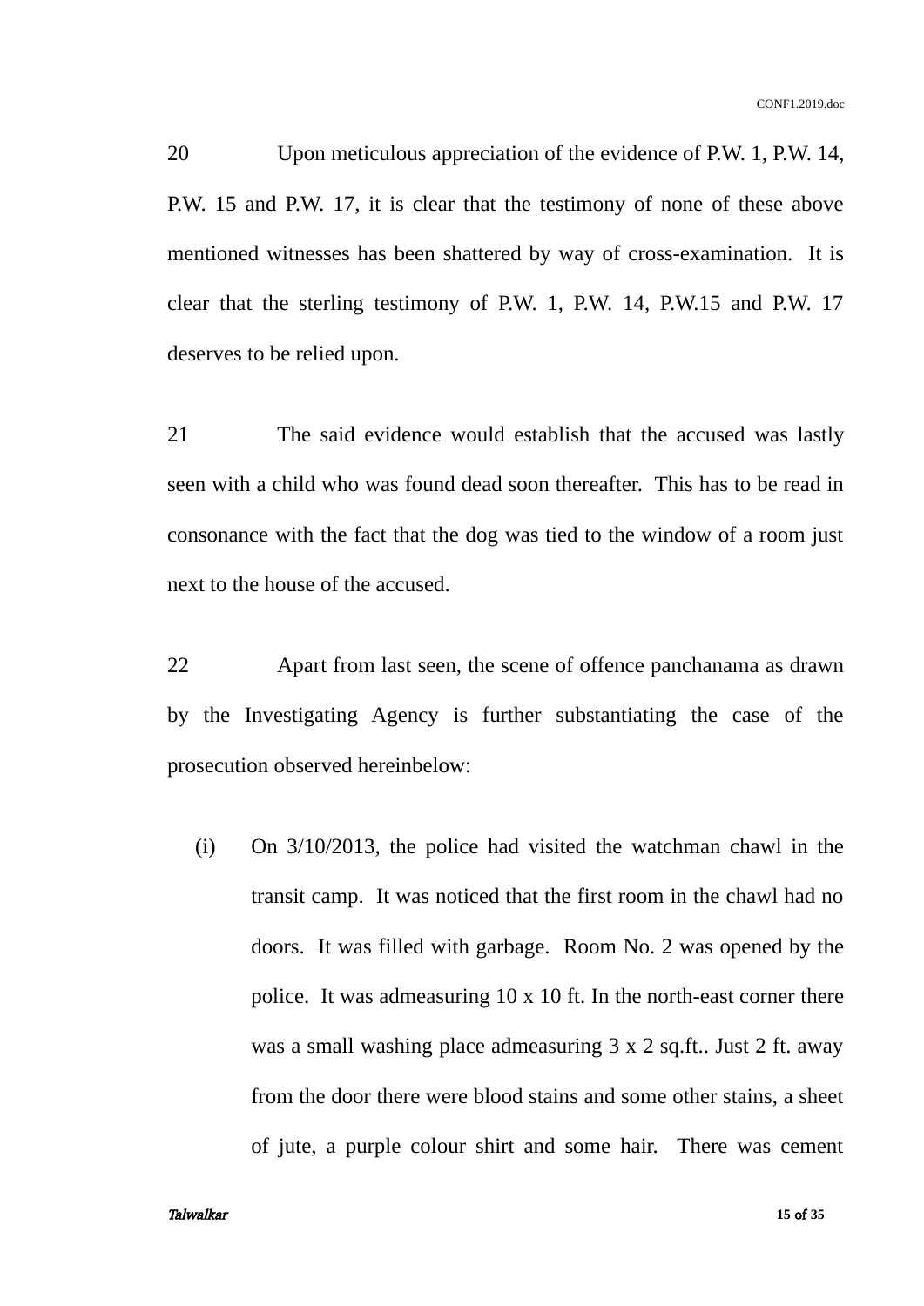20 Upon meticulous appreciation of the evidence of P.W. 1, P.W. 14, P.W. 15 and P.W. 17, it is clear that the testimony of none of these above mentioned witnesses has been shattered by way of cross-examination. It is clear that the sterling testimony of P.W. 1, P.W. 14, P.W.15 and P.W. 17 deserves to be relied upon.

21 The said evidence would establish that the accused was lastly seen with a child who was found dead soon thereafter. This has to be read in consonance with the fact that the dog was tied to the window of a room just next to the house of the accused.

22 Apart from last seen, the scene of offence panchanama as drawn by the Investigating Agency is further substantiating the case of the prosecution observed hereinbelow:

(i) On 3/10/2013, the police had visited the watchman chawl in the transit camp. It was noticed that the first room in the chawl had no doors. It was filled with garbage. Room No. 2 was opened by the police. It was admeasuring 10 x 10 ft. In the north-east corner there was a small washing place admeasuring 3 x 2 sq.ft.. Just 2 ft. away from the door there were blood stains and some other stains, a sheet of jute, a purple colour shirt and some hair. There was cement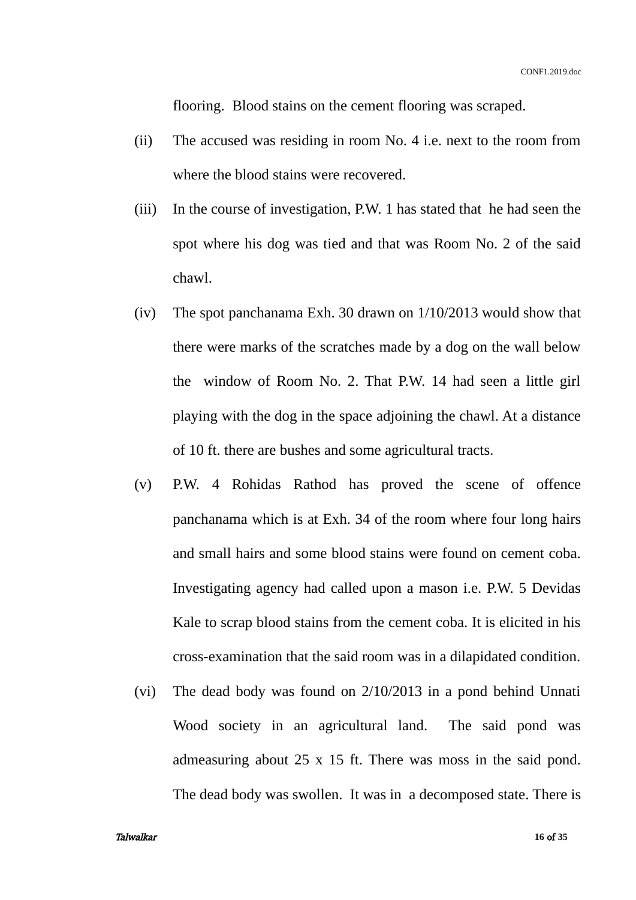flooring. Blood stains on the cement flooring was scraped.

(ii) The accused was residing in room No. 4 i.e. next to the room from where the blood stains were recovered.

(iii) In the course of investigation, P.W. 1 has stated that he had seen the spot where his dog was tied and that was Room No. 2 of the said chawl.

(iv) The spot panchanama Exh. 30 drawn on 1/10/2013 would show that there were marks of the scratches made by a dog on the wall below the window of Room No. 2. That P.W. 14 had seen a little girl playing with the dog in the space adjoining the chawl. At a distance of 10 ft. there are bushes and some agricultural tracts.

(v) P.W. 4 Rohidas Rathod has proved the scene of offence panchanama which is at Exh. 34 of the room where four long hairs and small hairs and some blood stains were found on cement coba. Investigating agency had called upon a mason i.e. P.W. 5 Devidas Kale to scrap blood stains from the cement coba. It is elicited in his cross-examination that the said room was in a dilapidated condition.

(vi) The dead body was found on 2/10/2013 in a pond behind Unnati Wood society in an agricultural land. The said pond was admeasuring about 25 x 15 ft. There was moss in the said pond. The dead body was swollen. It was in a decomposed state. There is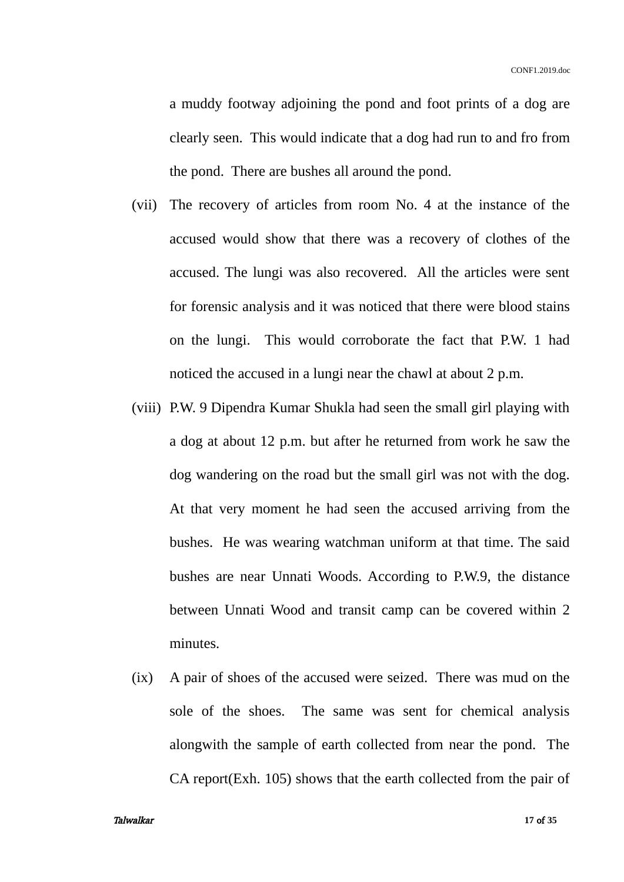a muddy footway adjoining the pond and foot prints of a dog are clearly seen. This would indicate that a dog had run to and fro from the pond. There are bushes all around the pond.

(vii) The recovery of articles from room No. 4 at the instance of the accused would show that there was a recovery of clothes of the accused. The lungi was also recovered. All the articles were sent for forensic analysis and it was noticed that there were blood stains on the lungi. This would corroborate the fact that P.W. 1 had noticed the accused in a lungi near the chawl at about 2 p.m.

(viii) P.W. 9 Dipendra Kumar Shukla had seen the small girl playing with a dog at about 12 p.m. but after he returned from work he saw the dog wandering on the road but the small girl was not with the dog. At that very moment he had seen the accused arriving from the bushes. He was wearing watchman uniform at that time. The said bushes are near Unnati Woods. According to P.W.9, the distance between Unnati Wood and transit camp can be covered within 2 minutes.

(ix) A pair of shoes of the accused were seized. There was mud on the sole of the shoes. The same was sent for chemical analysis alongwith the sample of earth collected from near the pond. The CA report(Exh. 105) shows that the earth collected from the pair of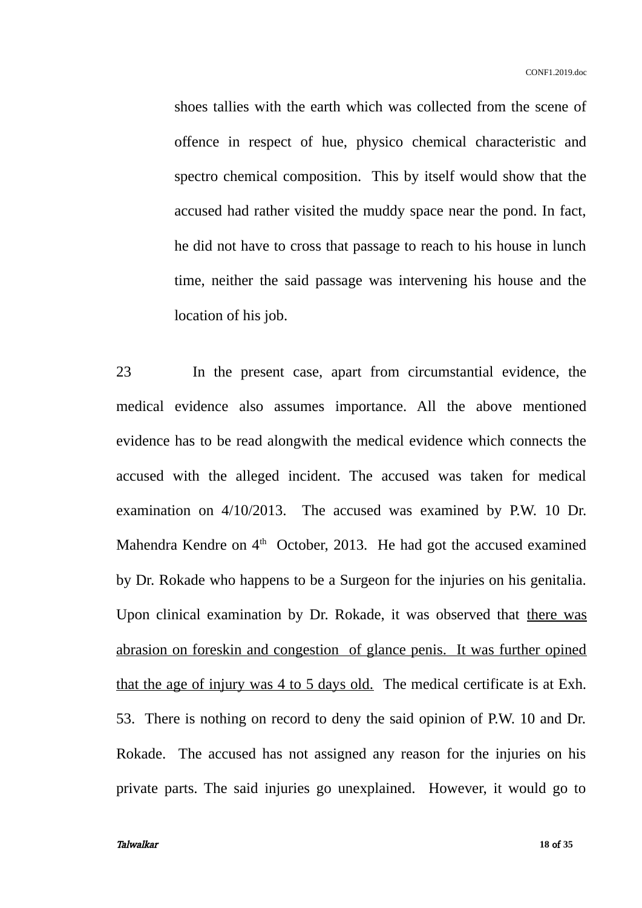shoes tallies with the earth which was collected from the scene of offence in respect of hue, physico chemical characteristic and spectro chemical composition. This by itself would show that the accused had rather visited the muddy space near the pond. In fact, he did not have to cross that passage to reach to his house in lunch time, neither the said passage was intervening his house and the location of his job.

23 In the present case, apart from circumstantial evidence, the medical evidence also assumes importance. All the above mentioned evidence has to be read alongwith the medical evidence which connects the accused with the alleged incident. The accused was taken for medical examination on 4/10/2013. The accused was examined by P.W. 10 Dr. Mahendra Kendre on 4th October, 2013. He had got the accused examined by Dr. Rokade who happens to be a Surgeon for the injuries on his genitalia. Upon clinical examination by Dr. Rokade, it was observed that <u>there was abrasion on foreskin and congestion of glance penis. It was further opined that the age of injury was 4 to 5 days old.</u> The medical certificate is at Exh. 53. There is nothing on record to deny the said opinion of P.W. 10 and Dr. Rokade. The accused has not assigned any reason for the injuries on his private parts. The said injuries go unexplained. However, it would go to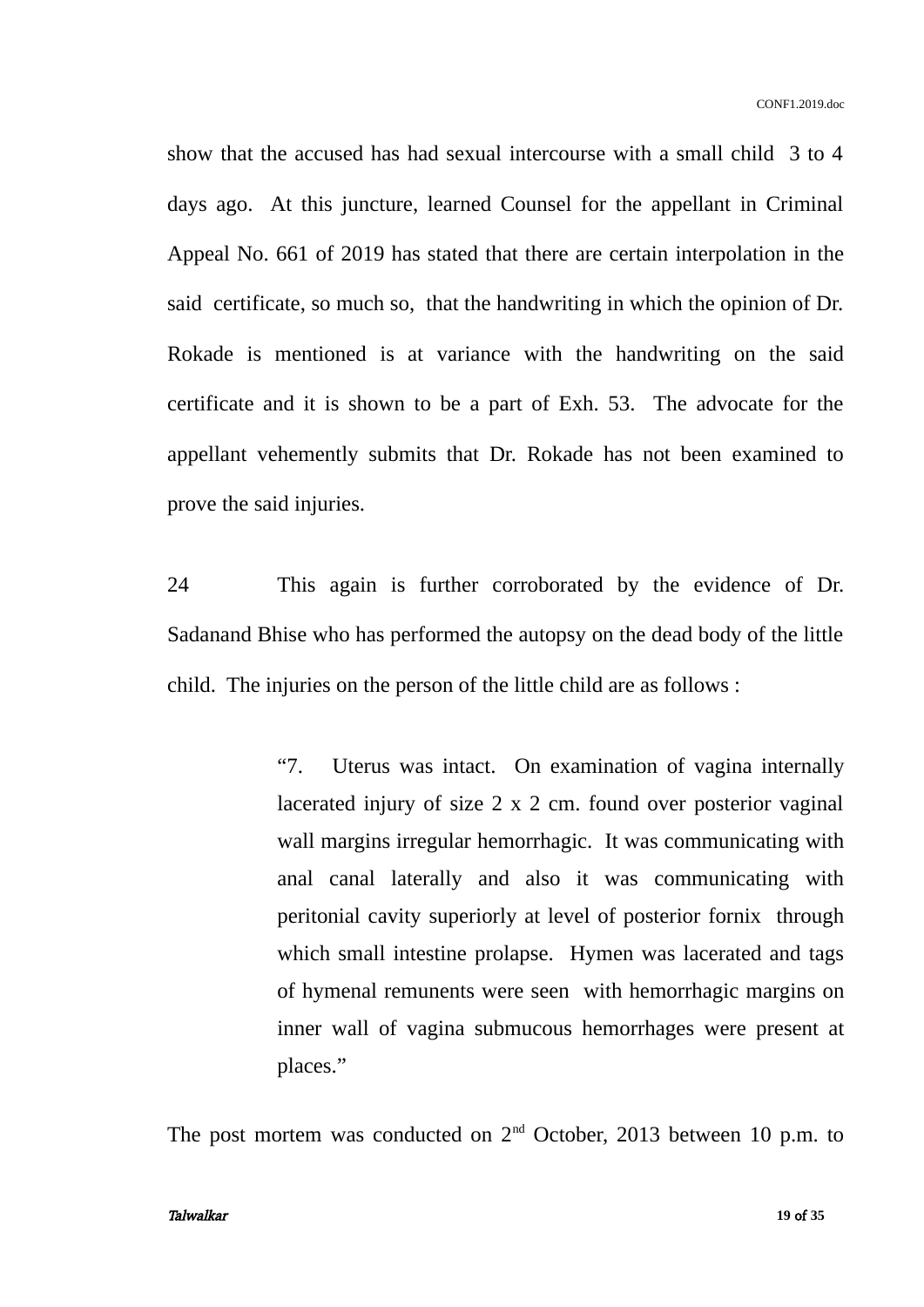show that the accused has had sexual intercourse with a small child 3 to 4 days ago. At this juncture, learned Counsel for the appellant in Criminal Appeal No. 661 of 2019 has stated that there are certain interpolation in the said certificate, so much so, that the handwriting in which the opinion of Dr. Rokade is mentioned is at variance with the handwriting on the said certificate and it is shown to be a part of Exh. 53. The advocate for the appellant vehemently submits that Dr. Rokade has not been examined to prove the said injuries.

24 This again is further corroborated by the evidence of Dr. Sadanand Bhise who has performed the autopsy on the dead body of the little child. The injuries on the person of the little child are as follows :

> "7. Uterus was intact. On examination of vagina internally lacerated injury of size 2 x 2 cm. found over posterior vaginal wall margins irregular hemorrhagic. It was communicating with anal canal laterally and also it was communicating with peritonial cavity superiorly at level of posterior fornix through which small intestine prolapse. Hymen was lacerated and tags of hymenal remunents were seen with hemorrhagic margins on inner wall of vagina submucous hemorrhages were present at places."

The post mortem was conducted on 2nd October, 2013 between 10 p.m. to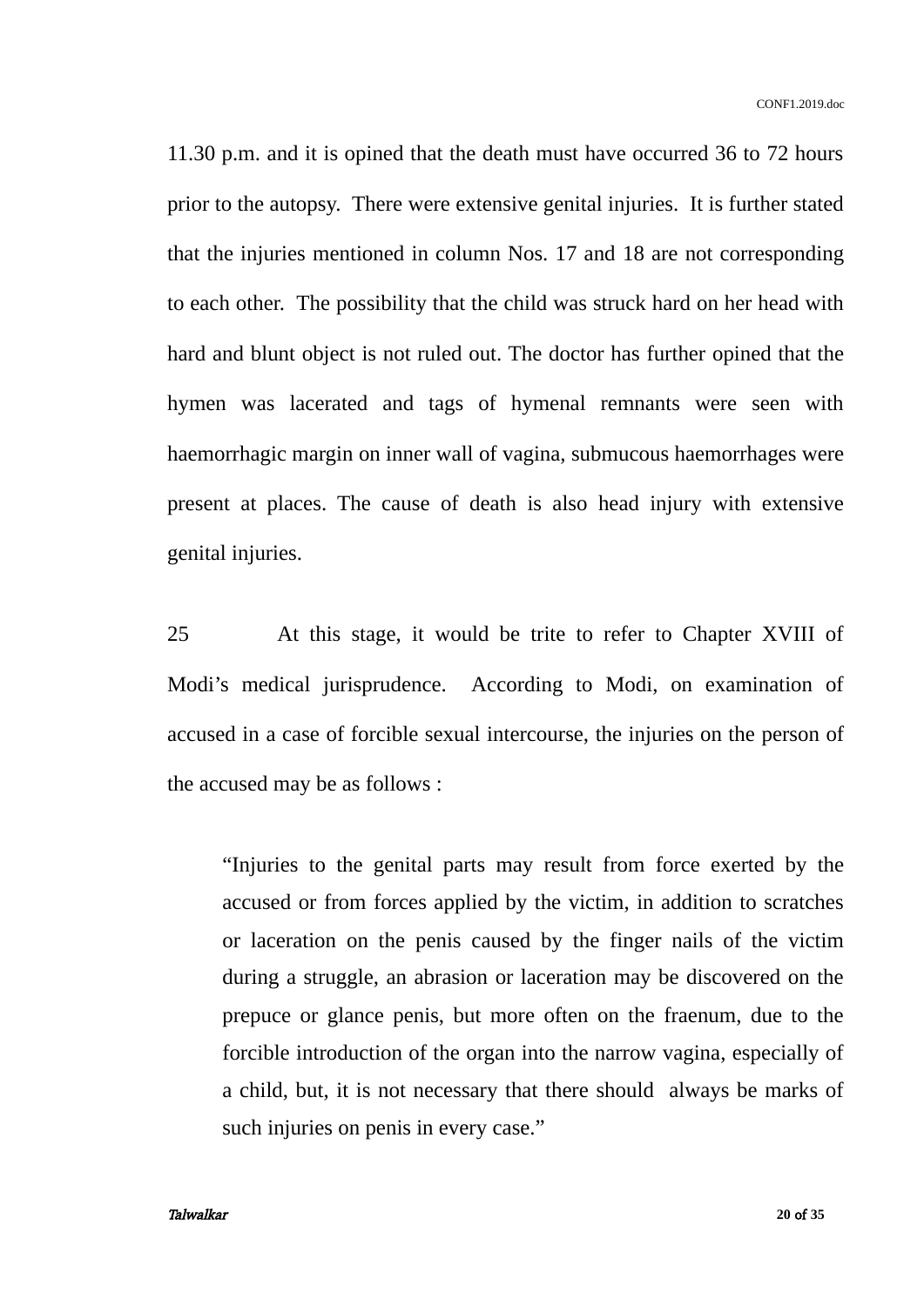11.30 p.m. and it is opined that the death must have occurred 36 to 72 hours prior to the autopsy. There were extensive genital injuries. It is further stated that the injuries mentioned in column Nos. 17 and 18 are not corresponding to each other. The possibility that the child was struck hard on her head with hard and blunt object is not ruled out. The doctor has further opined that the hymen was lacerated and tags of hymenal remnants were seen with haemorrhagic margin on inner wall of vagina, submucous haemorrhages were present at places. The cause of death is also head injury with extensive genital injuries.

25 At this stage, it would be trite to refer to Chapter XVIII of Modi's medical jurisprudence. According to Modi, on examination of accused in a case of forcible sexual intercourse, the injuries on the person of the accused may be as follows :

> "Injuries to the genital parts may result from force exerted by the accused or from forces applied by the victim, in addition to scratches or laceration on the penis caused by the finger nails of the victim during a struggle, an abrasion or laceration may be discovered on the prepuce or glance penis, but more often on the fraenum, due to the forcible introduction of the organ into the narrow vagina, especially of a child, but, it is not necessary that there should always be marks of such injuries on penis in every case."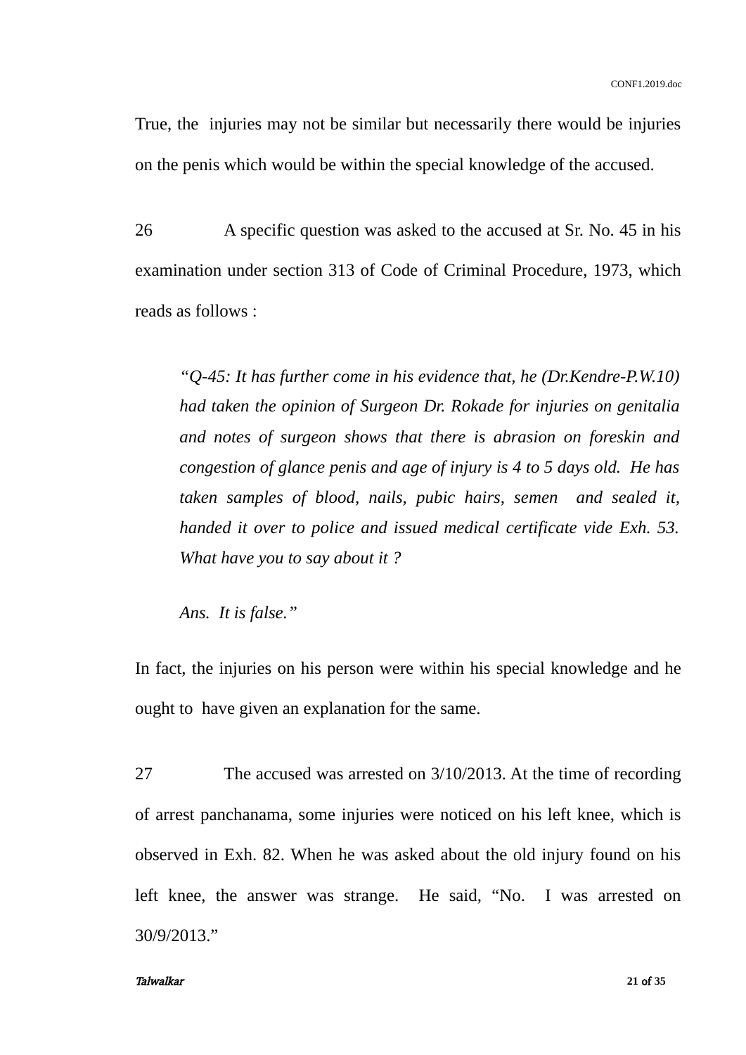True, the injuries may not be similar but necessarily there would be injuries on the penis which would be within the special knowledge of the accused.

26 A specific question was asked to the accused at Sr. No. 45 in his examination under section 313 of Code of Criminal Procedure, 1973, which reads as follows :

> *"Q-45: It has further come in his evidence that, he (Dr.Kendre-P.W.10) had taken the opinion of Surgeon Dr. Rokade for injuries on genitalia and notes of surgeon shows that there is abrasion on foreskin and congestion of glance penis and age of injury is 4 to 5 days old. He has taken samples of blood, nails, pubic hairs, semen and sealed it, handed it over to police and issued medical certificate vide Exh. 53. What have you to say about it ?*
>
> *Ans. It is false."*

In fact, the injuries on his person were within his special knowledge and he ought to have given an explanation for the same.

27 The accused was arrested on 3/10/2013. At the time of recording of arrest panchanama, some injuries were noticed on his left knee, which is observed in Exh. 82. When he was asked about the old injury found on his left knee, the answer was strange. He said, "No. I was arrested on 30/9/2013."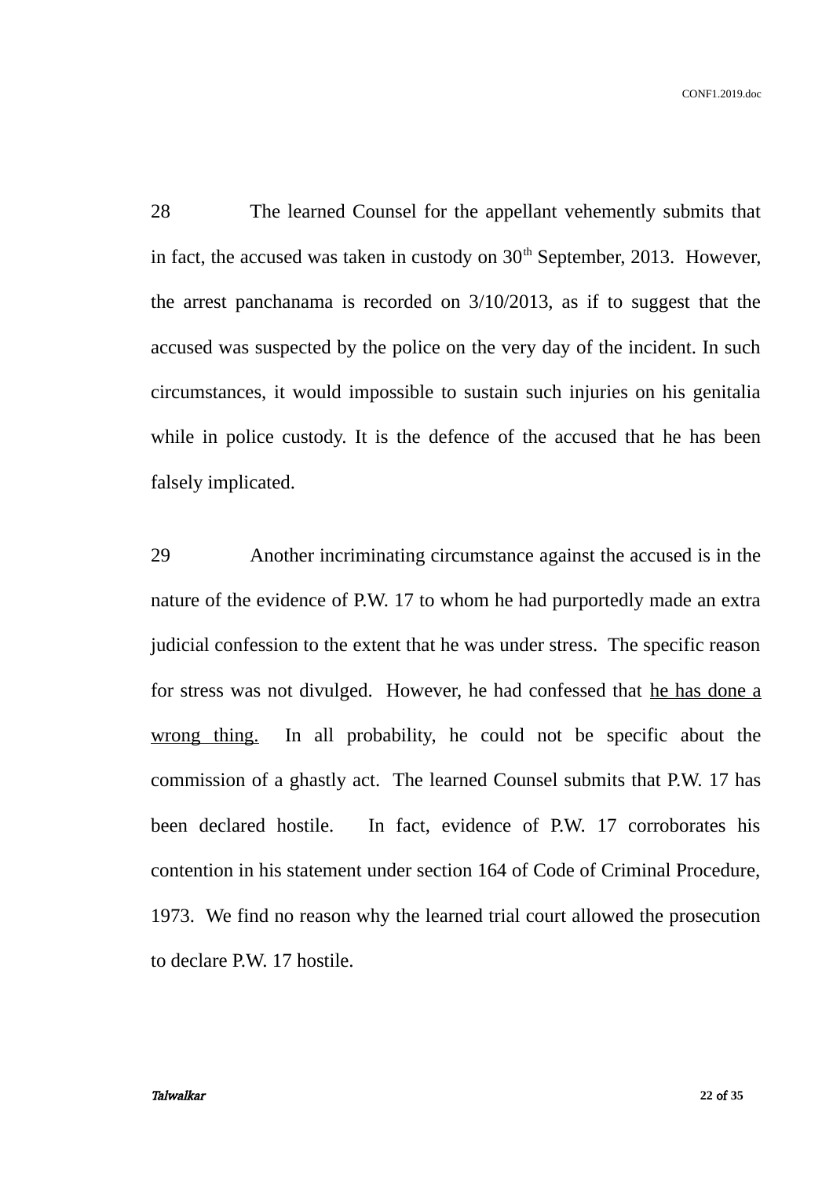28 The learned Counsel for the appellant vehemently submits that in fact, the accused was taken in custody on 30th September, 2013. However, the arrest panchanama is recorded on 3/10/2013, as if to suggest that the accused was suspected by the police on the very day of the incident. In such circumstances, it would impossible to sustain such injuries on his genitalia while in police custody. It is the defence of the accused that he has been falsely implicated.

29 Another incriminating circumstance against the accused is in the nature of the evidence of P.W. 17 to whom he had purportedly made an extra judicial confession to the extent that he was under stress. The specific reason for stress was not divulged. However, he had confessed that <u>he has done a wrong thing.</u> In all probability, he could not be specific about the commission of a ghastly act. The learned Counsel submits that P.W. 17 has been declared hostile. In fact, evidence of P.W. 17 corroborates his contention in his statement under section 164 of Code of Criminal Procedure, 1973. We find no reason why the learned trial court allowed the prosecution to declare P.W. 17 hostile.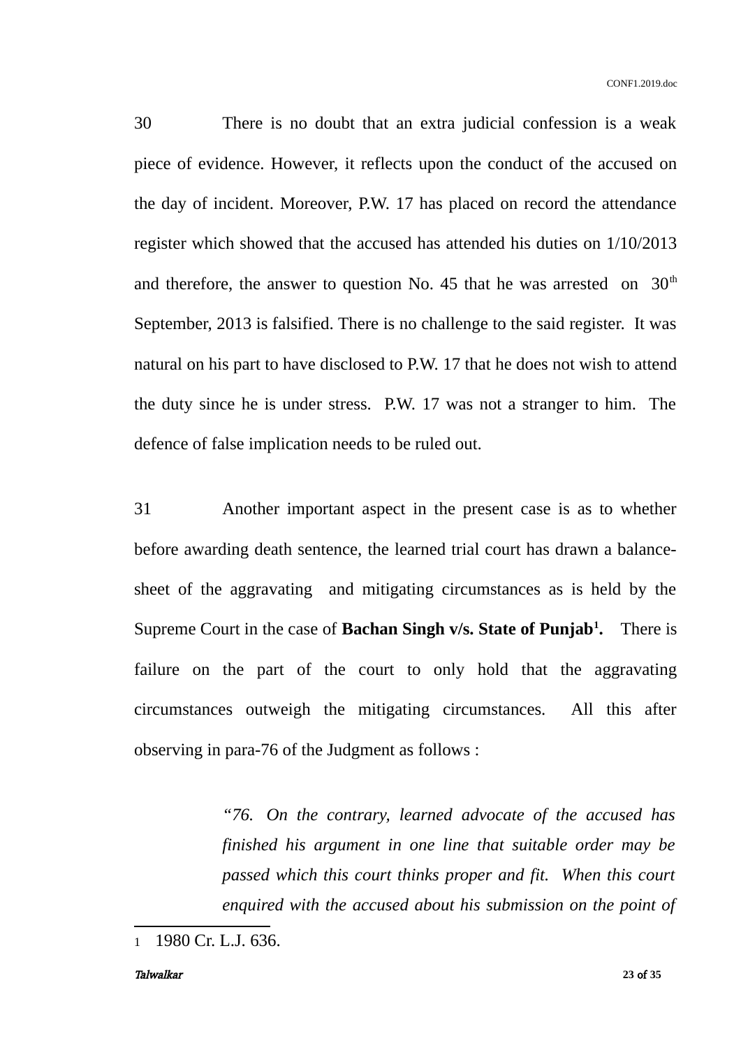30 There is no doubt that an extra judicial confession is a weak piece of evidence. However, it reflects upon the conduct of the accused on the day of incident. Moreover, P.W. 17 has placed on record the attendance register which showed that the accused has attended his duties on 1/10/2013 and therefore, the answer to question No. 45 that he was arrested on 30th September, 2013 is falsified. There is no challenge to the said register. It was natural on his part to have disclosed to P.W. 17 that he does not wish to attend the duty since he is under stress. P.W. 17 was not a stranger to him. The defence of false implication needs to be ruled out.

31 Another important aspect in the present case is as to whether before awarding death sentence, the learned trial court has drawn a balance-sheet of the aggravating and mitigating circumstances as is held by the Supreme Court in the case of **Bachan Singh v/s. State of Punjab[1].** There is failure on the part of the court to only hold that the aggravating circumstances outweigh the mitigating circumstances. All this after observing in para-76 of the Judgment as follows :

> *"76. On the contrary, learned advocate of the accused has finished his argument in one line that suitable order may be passed which this court thinks proper and fit. When this court enquired with the accused about his submission on the point of*

---

1 1980 Cr. L.J. 636.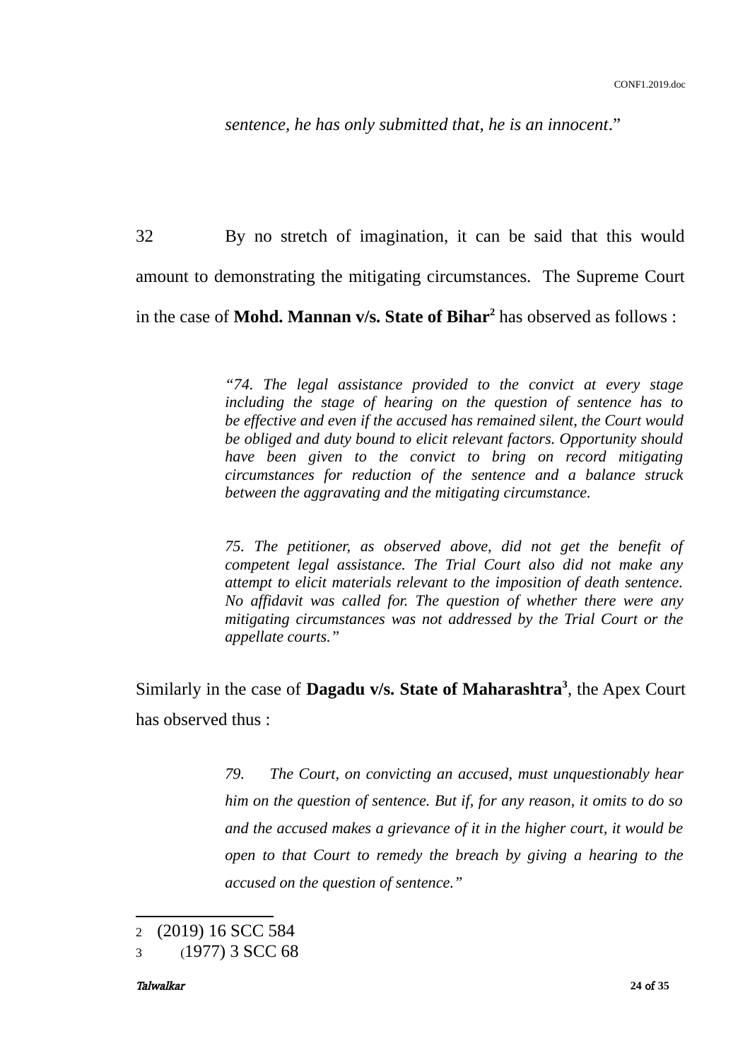*sentence, he has only submitted that, he is an innocent*."

32 By no stretch of imagination, it can be said that this would amount to demonstrating the mitigating circumstances. The Supreme Court in the case of **Mohd. Mannan v/s. State of Bihar**[2] has observed as follows :

> *"74. The legal assistance provided to the convict at every stage including the stage of hearing on the question of sentence has to be effective and even if the accused has remained silent, the Court would be obliged and duty bound to elicit relevant factors. Opportunity should have been given to the convict to bring on record mitigating circumstances for reduction of the sentence and a balance struck between the aggravating and the mitigating circumstance.*
>
> *75. The petitioner, as observed above, did not get the benefit of competent legal assistance. The Trial Court also did not make any attempt to elicit materials relevant to the imposition of death sentence. No affidavit was called for. The question of whether there were any mitigating circumstances was not addressed by the Trial Court or the appellate courts."*

Similarly in the case of **Dagadu v/s. State of Maharashtra**[3], the Apex Court has observed thus :

> *79. The Court, on convicting an accused, must unquestionably hear him on the question of sentence. But if, for any reason, it omits to do so and the accused makes a grievance of it in the higher court, it would be open to that Court to remedy the breach by giving a hearing to the accused on the question of sentence."*

---

2 (2019) 16 SCC 584

3 (1977) 3 SCC 68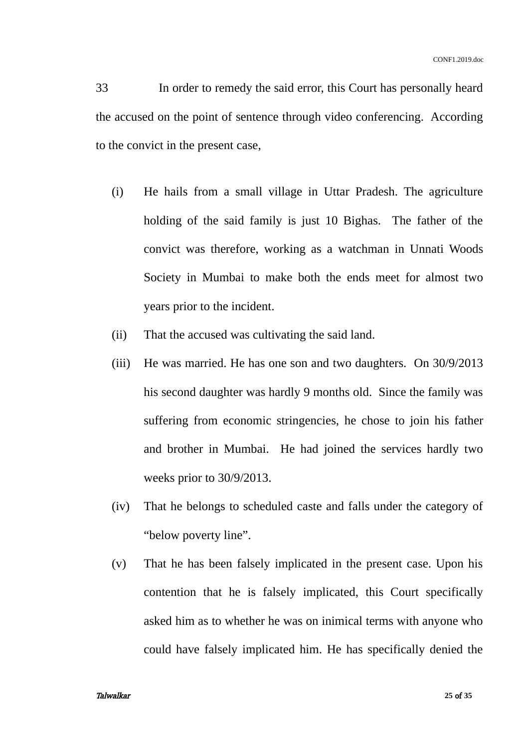33 In order to remedy the said error, this Court has personally heard the accused on the point of sentence through video conferencing. According to the convict in the present case,

(i) He hails from a small village in Uttar Pradesh. The agriculture holding of the said family is just 10 Bighas. The father of the convict was therefore, working as a watchman in Unnati Woods Society in Mumbai to make both the ends meet for almost two years prior to the incident.

(ii) That the accused was cultivating the said land.

(iii) He was married. He has one son and two daughters. On 30/9/2013 his second daughter was hardly 9 months old. Since the family was suffering from economic stringencies, he chose to join his father and brother in Mumbai. He had joined the services hardly two weeks prior to 30/9/2013.

(iv) That he belongs to scheduled caste and falls under the category of "below poverty line".

(v) That he has been falsely implicated in the present case. Upon his contention that he is falsely implicated, this Court specifically asked him as to whether he was on inimical terms with anyone who could have falsely implicated him. He has specifically denied the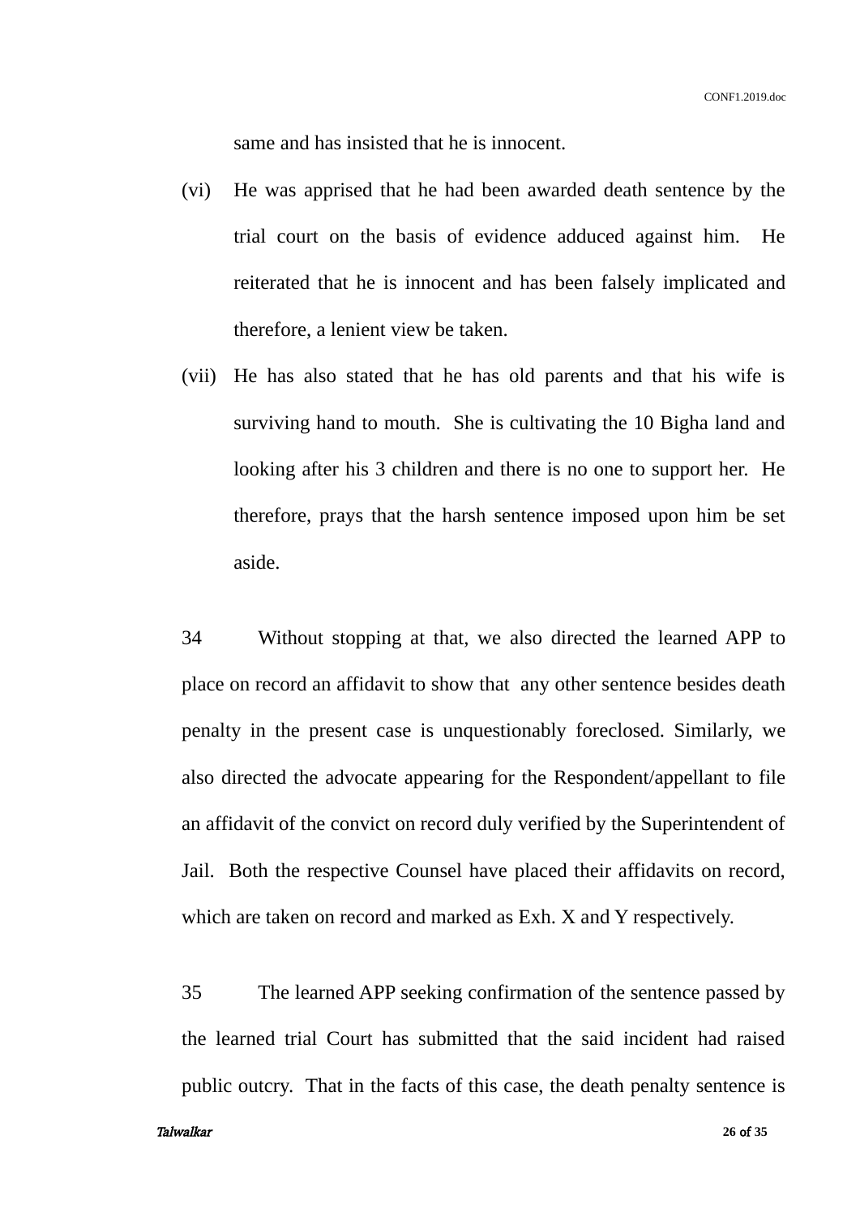same and has insisted that he is innocent.

(vi) He was apprised that he had been awarded death sentence by the trial court on the basis of evidence adduced against him. He reiterated that he is innocent and has been falsely implicated and therefore, a lenient view be taken.

(vii) He has also stated that he has old parents and that his wife is surviving hand to mouth. She is cultivating the 10 Bigha land and looking after his 3 children and there is no one to support her. He therefore, prays that the harsh sentence imposed upon him be set aside.

34 Without stopping at that, we also directed the learned APP to place on record an affidavit to show that any other sentence besides death penalty in the present case is unquestionably foreclosed. Similarly, we also directed the advocate appearing for the Respondent/appellant to file an affidavit of the convict on record duly verified by the Superintendent of Jail. Both the respective Counsel have placed their affidavits on record, which are taken on record and marked as Exh. X and Y respectively.

35 The learned APP seeking confirmation of the sentence passed by the learned trial Court has submitted that the said incident had raised public outcry. That in the facts of this case, the death penalty sentence is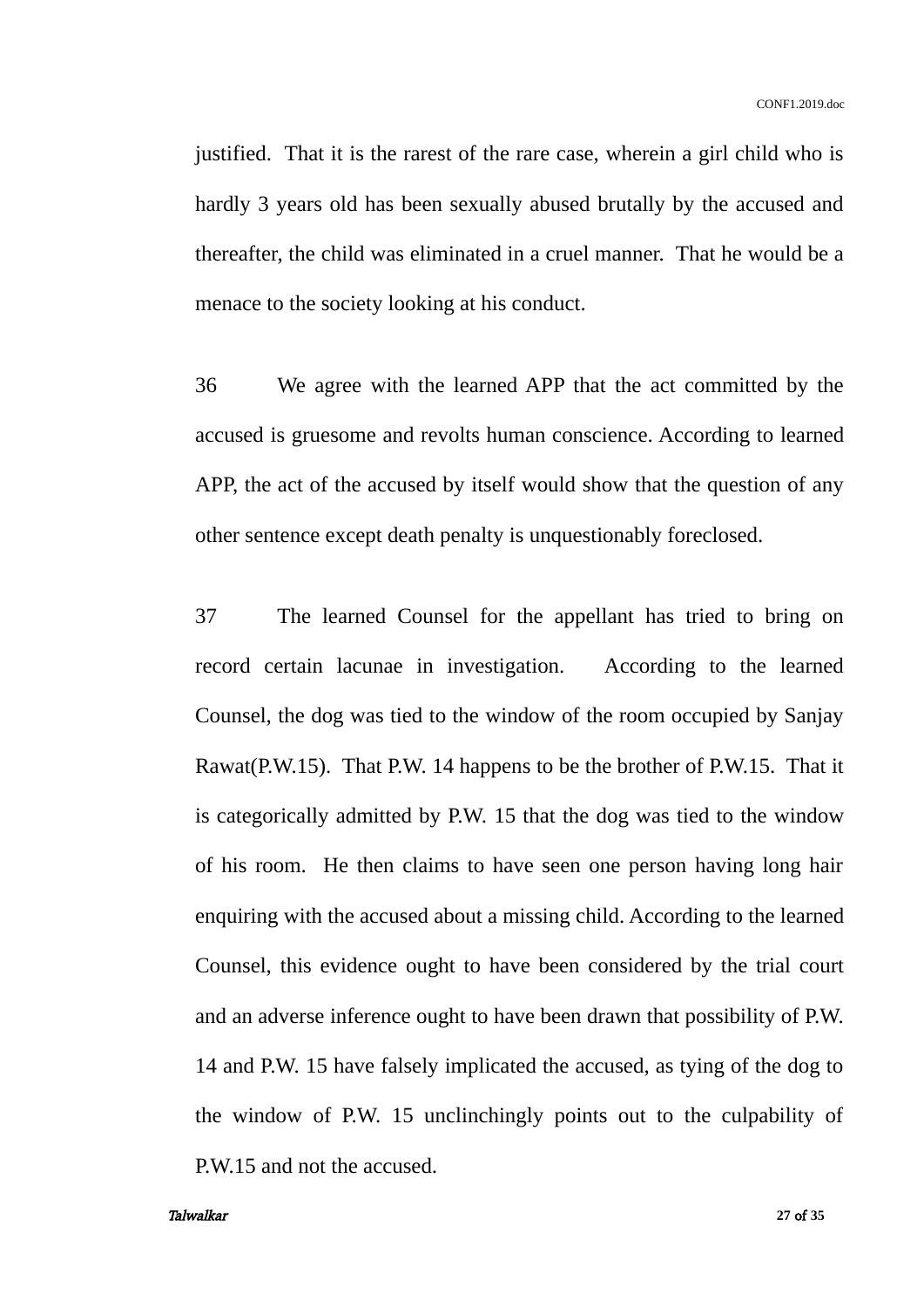justified. That it is the rarest of the rare case, wherein a girl child who is hardly 3 years old has been sexually abused brutally by the accused and thereafter, the child was eliminated in a cruel manner. That he would be a menace to the society looking at his conduct.

36 We agree with the learned APP that the act committed by the accused is gruesome and revolts human conscience. According to learned APP, the act of the accused by itself would show that the question of any other sentence except death penalty is unquestionably foreclosed.

37 The learned Counsel for the appellant has tried to bring on record certain lacunae in investigation. According to the learned Counsel, the dog was tied to the window of the room occupied by Sanjay Rawat(P.W.15). That P.W. 14 happens to be the brother of P.W.15. That it is categorically admitted by P.W. 15 that the dog was tied to the window of his room. He then claims to have seen one person having long hair enquiring with the accused about a missing child. According to the learned Counsel, this evidence ought to have been considered by the trial court and an adverse inference ought to have been drawn that possibility of P.W. 14 and P.W. 15 have falsely implicated the accused, as tying of the dog to the window of P.W. 15 unclinchingly points out to the culpability of P.W.15 and not the accused.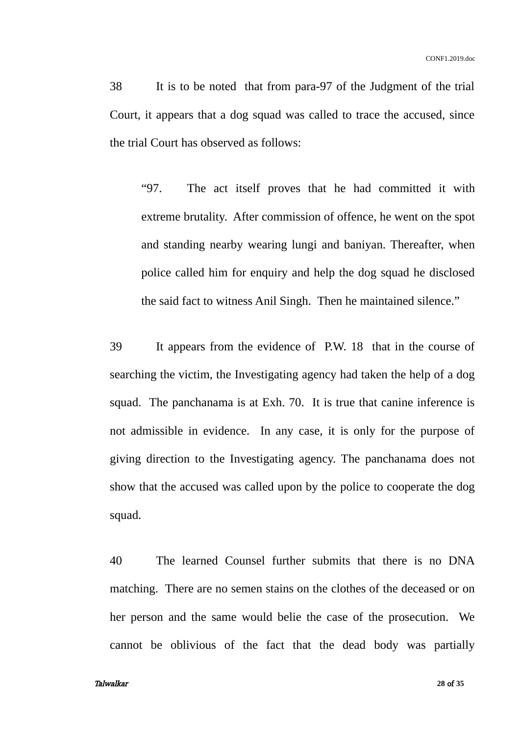38 It is to be noted that from para-97 of the Judgment of the trial Court, it appears that a dog squad was called to trace the accused, since the trial Court has observed as follows:

> "97. The act itself proves that he had committed it with extreme brutality. After commission of offence, he went on the spot and standing nearby wearing lungi and baniyan. Thereafter, when police called him for enquiry and help the dog squad he disclosed the said fact to witness Anil Singh. Then he maintained silence."

39 It appears from the evidence of P.W. 18 that in the course of searching the victim, the Investigating agency had taken the help of a dog squad. The panchanama is at Exh. 70. It is true that canine inference is not admissible in evidence. In any case, it is only for the purpose of giving direction to the Investigating agency. The panchanama does not show that the accused was called upon by the police to cooperate the dog squad.

40 The learned Counsel further submits that there is no DNA matching. There are no semen stains on the clothes of the deceased or on her person and the same would belie the case of the prosecution. We cannot be oblivious of the fact that the dead body was partially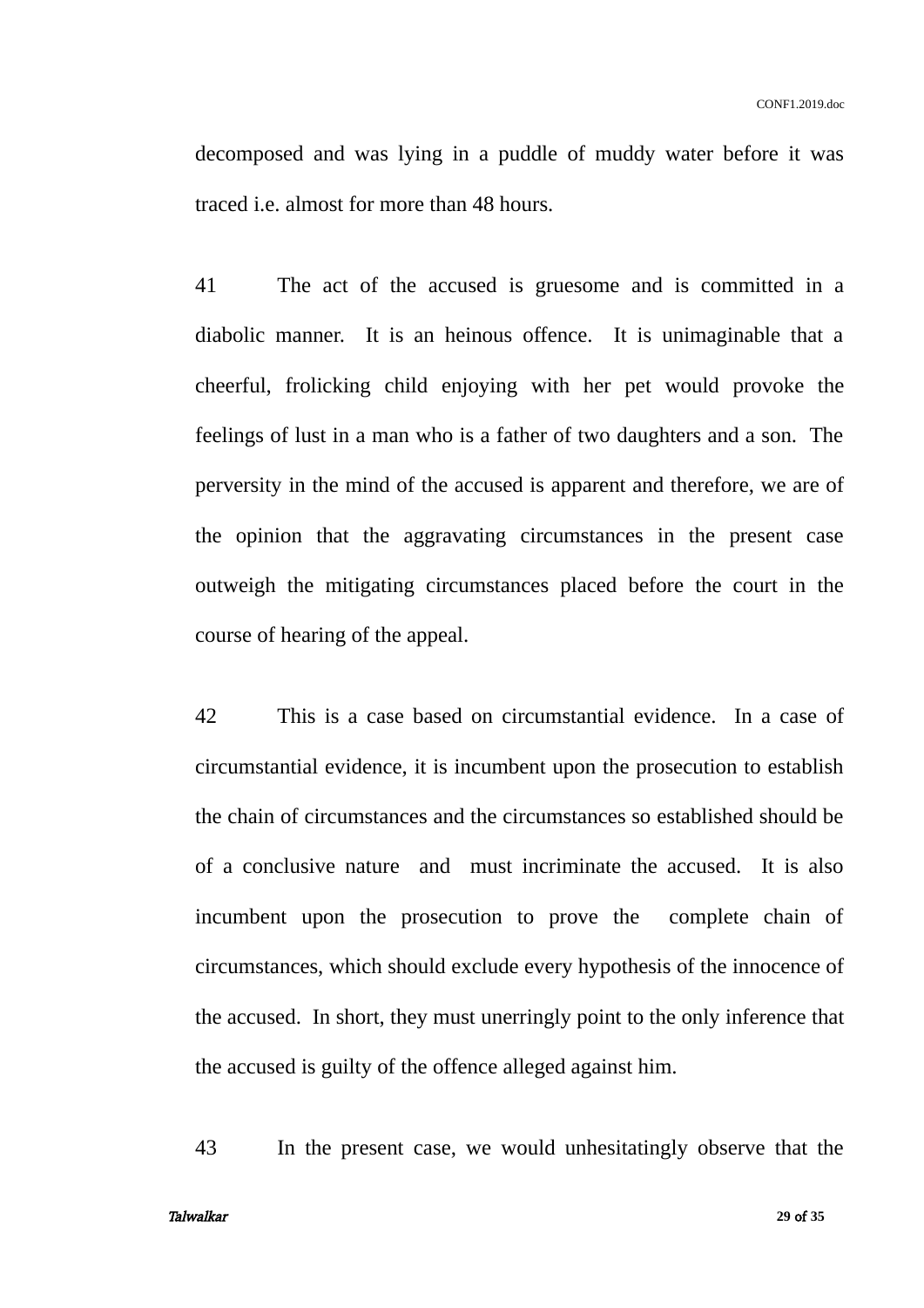decomposed and was lying in a puddle of muddy water before it was traced i.e. almost for more than 48 hours.

41 The act of the accused is gruesome and is committed in a diabolic manner. It is an heinous offence. It is unimaginable that a cheerful, frolicking child enjoying with her pet would provoke the feelings of lust in a man who is a father of two daughters and a son. The perversity in the mind of the accused is apparent and therefore, we are of the opinion that the aggravating circumstances in the present case outweigh the mitigating circumstances placed before the court in the course of hearing of the appeal.

42 This is a case based on circumstantial evidence. In a case of circumstantial evidence, it is incumbent upon the prosecution to establish the chain of circumstances and the circumstances so established should be of a conclusive nature and must incriminate the accused. It is also incumbent upon the prosecution to prove the complete chain of circumstances, which should exclude every hypothesis of the innocence of the accused. In short, they must unerringly point to the only inference that the accused is guilty of the offence alleged against him.

43 In the present case, we would unhesitatingly observe that the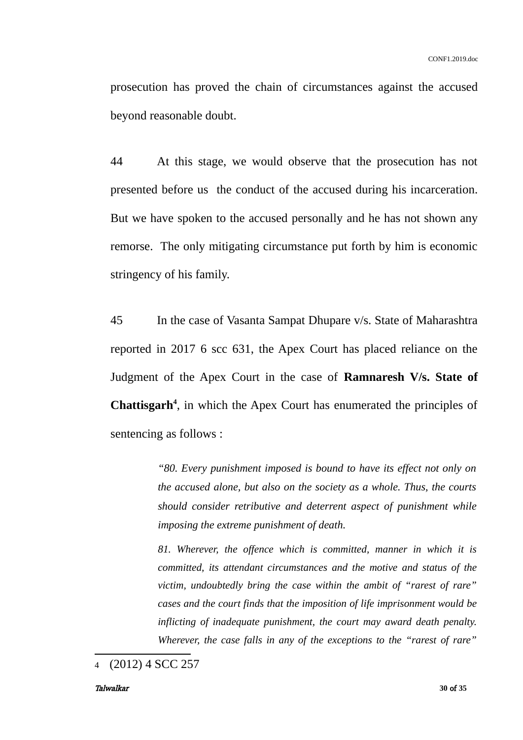prosecution has proved the chain of circumstances against the accused beyond reasonable doubt.

44 At this stage, we would observe that the prosecution has not presented before us the conduct of the accused during his incarceration. But we have spoken to the accused personally and he has not shown any remorse. The only mitigating circumstance put forth by him is economic stringency of his family.

45 In the case of Vasanta Sampat Dhupare v/s. State of Maharashtra reported in 2017 6 scc 631, the Apex Court has placed reliance on the Judgment of the Apex Court in the case of **Ramnaresh V/s. State of Chattisgarh**[4], in which the Apex Court has enumerated the principles of sentencing as follows :

> *"80. Every punishment imposed is bound to have its effect not only on the accused alone, but also on the society as a whole. Thus, the courts should consider retributive and deterrent aspect of punishment while imposing the extreme punishment of death.*
>
> *81. Wherever, the offence which is committed, manner in which it is committed, its attendant circumstances and the motive and status of the victim, undoubtedly bring the case within the ambit of "rarest of rare" cases and the court finds that the imposition of life imprisonment would be inflicting of inadequate punishment, the court may award death penalty. Wherever, the case falls in any of the exceptions to the "rarest of rare"*

---

4 (2012) 4 SCC 257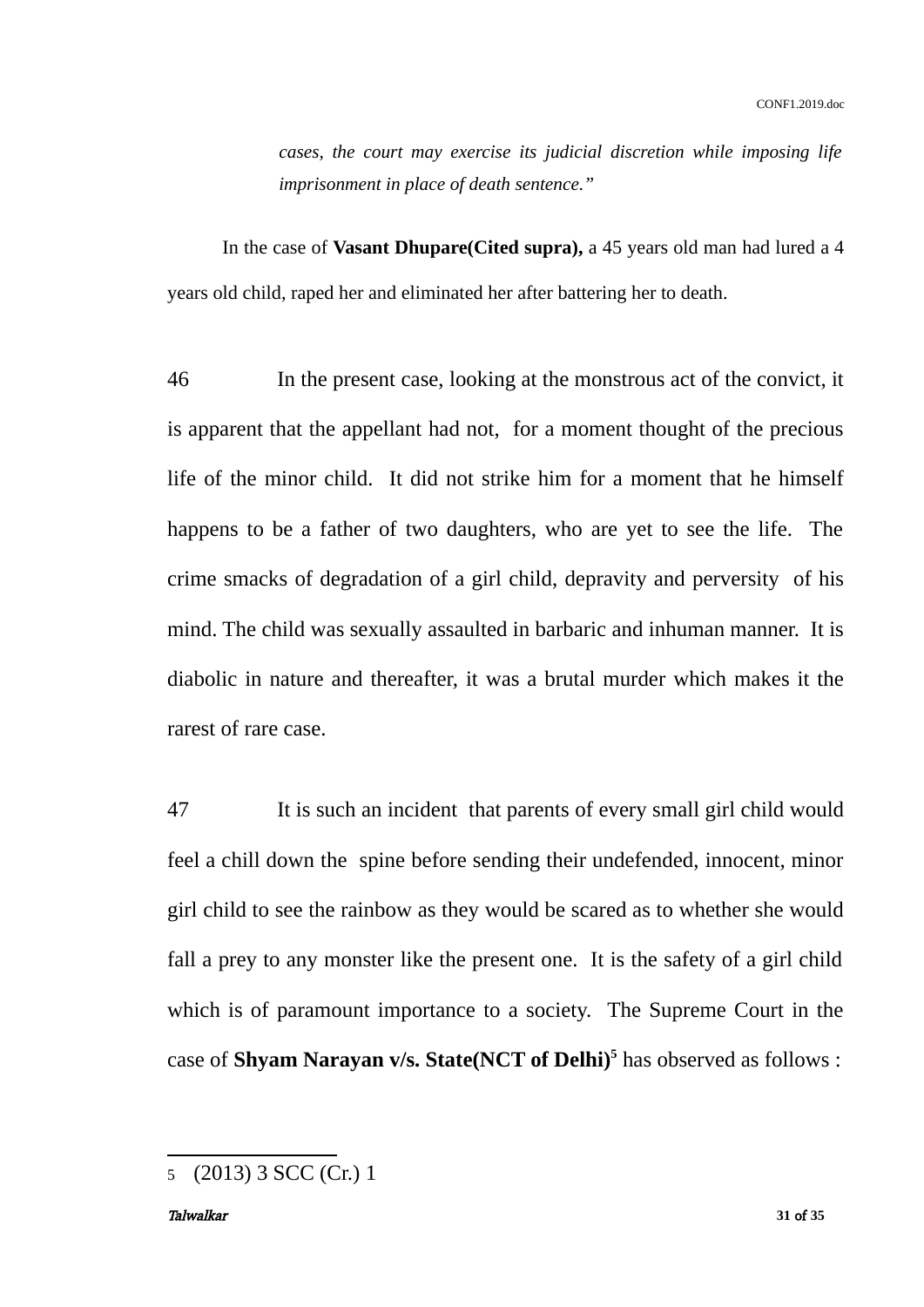*cases, the court may exercise its judicial discretion while imposing life imprisonment in place of death sentence."*

In the case of **Vasant Dhupare(Cited supra),** a 45 years old man had lured a 4 years old child, raped her and eliminated her after battering her to death.

46 In the present case, looking at the monstrous act of the convict, it is apparent that the appellant had not, for a moment thought of the precious life of the minor child. It did not strike him for a moment that he himself happens to be a father of two daughters, who are yet to see the life. The crime smacks of degradation of a girl child, depravity and perversity of his mind. The child was sexually assaulted in barbaric and inhuman manner. It is diabolic in nature and thereafter, it was a brutal murder which makes it the rarest of rare case.

47 It is such an incident that parents of every small girl child would feel a chill down the spine before sending their undefended, innocent, minor girl child to see the rainbow as they would be scared as to whether she would fall a prey to any monster like the present one. It is the safety of a girl child which is of paramount importance to a society. The Supreme Court in the case of **Shyam Narayan v/s. State(NCT of Delhi)**[5] has observed as follows :

---

5 (2013) 3 SCC (Cr.) 1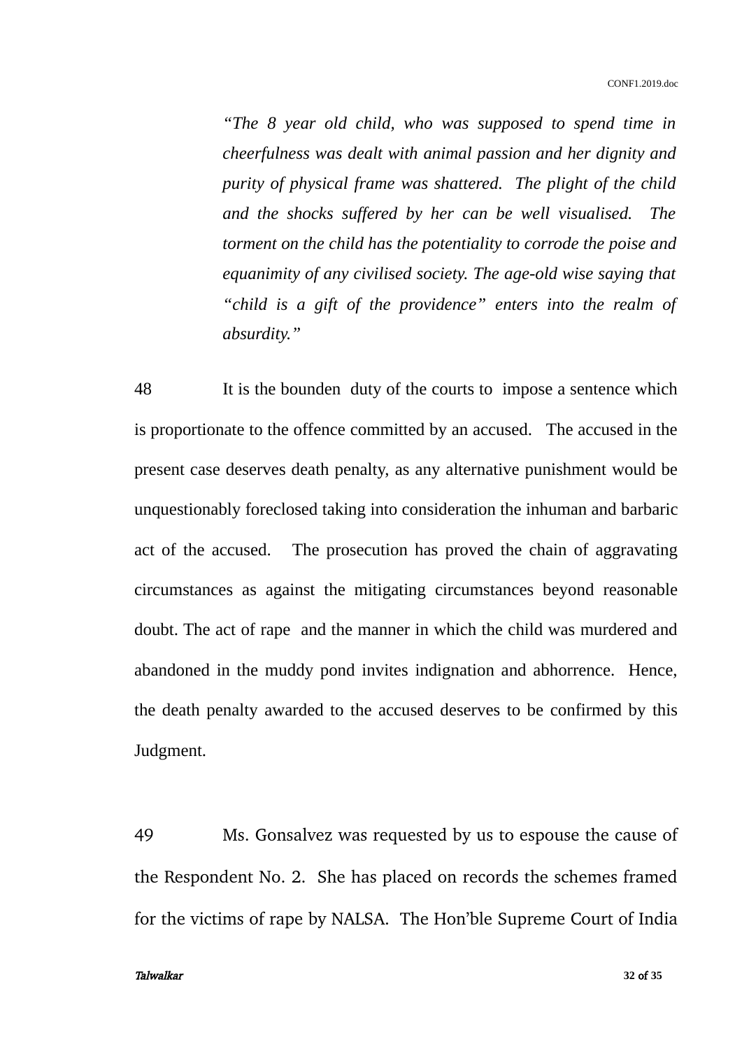> *"The 8 year old child, who was supposed to spend time in cheerfulness was dealt with animal passion and her dignity and purity of physical frame was shattered. The plight of the child and the shocks suffered by her can be well visualised. The torment on the child has the potentiality to corrode the poise and equanimity of any civilised society. The age-old wise saying that "child is a gift of the providence" enters into the realm of absurdity."*

48 It is the bounden duty of the courts to impose a sentence which is proportionate to the offence committed by an accused. The accused in the present case deserves death penalty, as any alternative punishment would be unquestionably foreclosed taking into consideration the inhuman and barbaric act of the accused. The prosecution has proved the chain of aggravating circumstances as against the mitigating circumstances beyond reasonable doubt. The act of rape and the manner in which the child was murdered and abandoned in the muddy pond invites indignation and abhorrence. Hence, the death penalty awarded to the accused deserves to be confirmed by this Judgment.

49 Ms. Gonsalvez was requested by us to espouse the cause of the Respondent No. 2. She has placed on records the schemes framed for the victims of rape by NALSA. The Hon'ble Supreme Court of India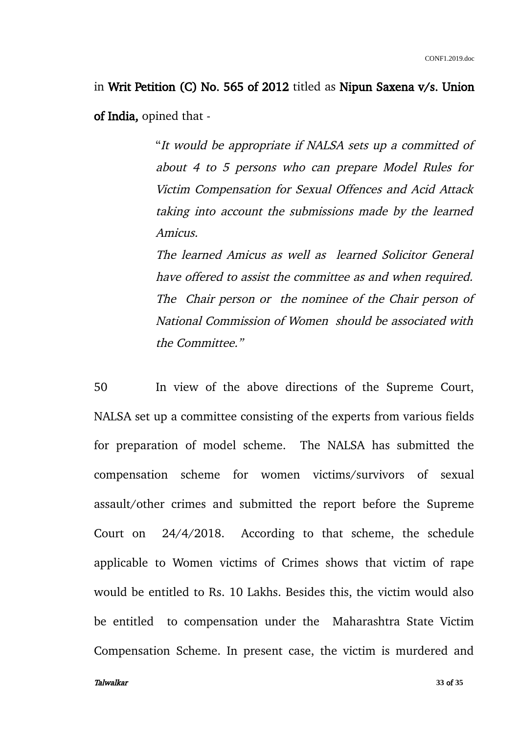in **Writ Petition (C) No. 565 of 2012** titled as **Nipun Saxena v/s. Union of India,** opined that -

> "*It would be appropriate if NALSA sets up a committed of about 4 to 5 persons who can prepare Model Rules for Victim Compensation for Sexual Offences and Acid Attack taking into account the submissions made by the learned Amicus.*
>
> *The learned Amicus as well as learned Solicitor General have offered to assist the committee as and when required. The Chair person or the nominee of the Chair person of National Commission of Women should be associated with the Committee.*"

50 In view of the above directions of the Supreme Court, NALSA set up a committee consisting of the experts from various fields for preparation of model scheme. The NALSA has submitted the compensation scheme for women victims/survivors of sexual assault/other crimes and submitted the report before the Supreme Court on 24/4/2018. According to that scheme, the schedule applicable to Women victims of Crimes shows that victim of rape would be entitled to Rs. 10 Lakhs. Besides this, the victim would also be entitled to compensation under the Maharashtra State Victim Compensation Scheme. In present case, the victim is murdered and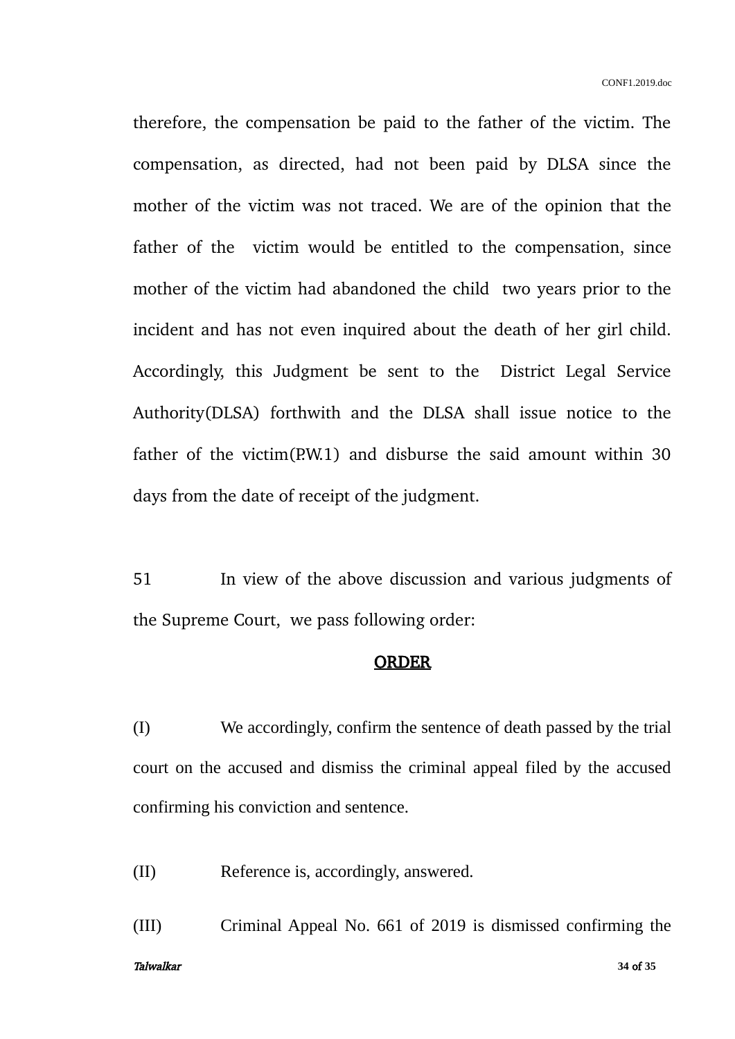therefore, the compensation be paid to the father of the victim. The compensation, as directed, had not been paid by DLSA since the mother of the victim was not traced. We are of the opinion that the father of the victim would be entitled to the compensation, since mother of the victim had abandoned the child two years prior to the incident and has not even inquired about the death of her girl child. Accordingly, this Judgment be sent to the District Legal Service Authority(DLSA) forthwith and the DLSA shall issue notice to the father of the victim(P.W.1) and disburse the said amount within 30 days from the date of receipt of the judgment.

51 In view of the above discussion and various judgments of the Supreme Court, we pass following order:

**ORDER**

(I) We accordingly, confirm the sentence of death passed by the trial court on the accused and dismiss the criminal appeal filed by the accused confirming his conviction and sentence.

(II) Reference is, accordingly, answered.

(III) Criminal Appeal No. 661 of 2019 is dismissed confirming the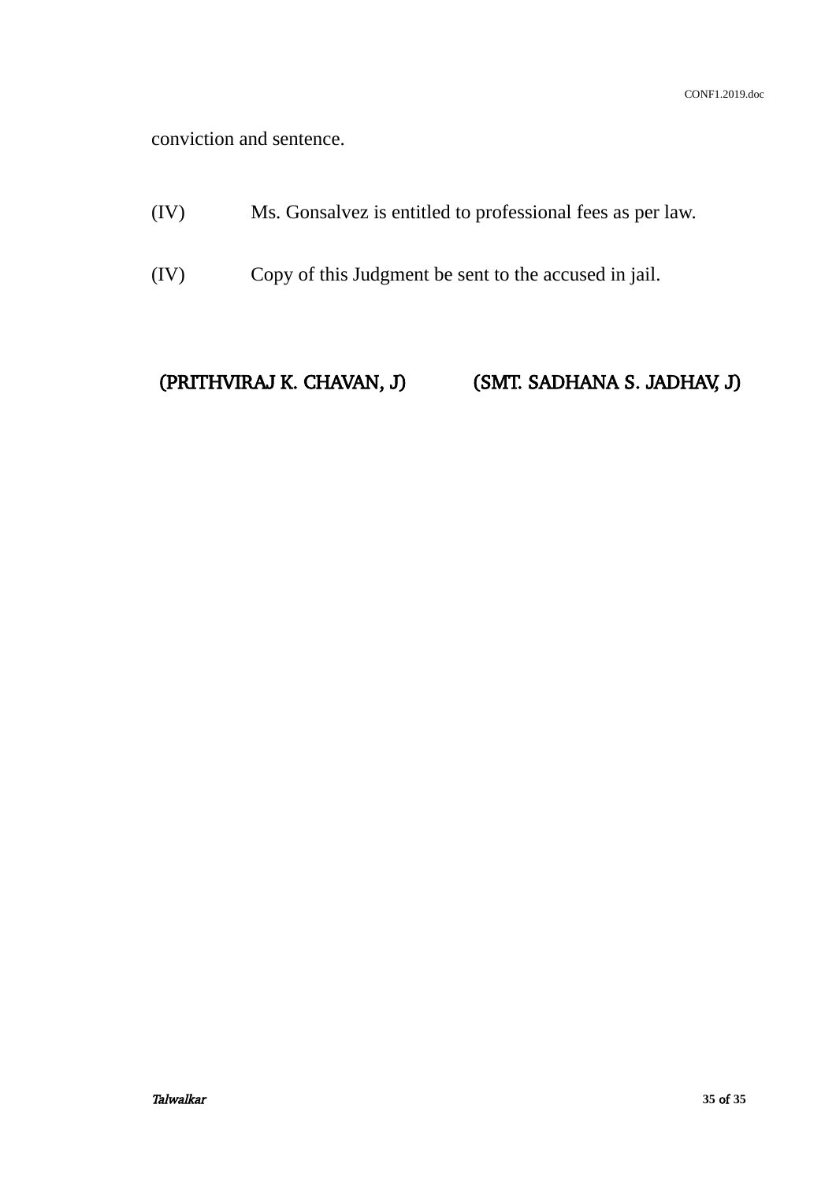conviction and sentence.

(IV) Ms. Gonsalvez is entitled to professional fees as per law.

(IV) Copy of this Judgment be sent to the accused in jail.

(PRITHVIRAJ K. CHAVAN, J) (SMT. SADHANA S. JADHAV, J)